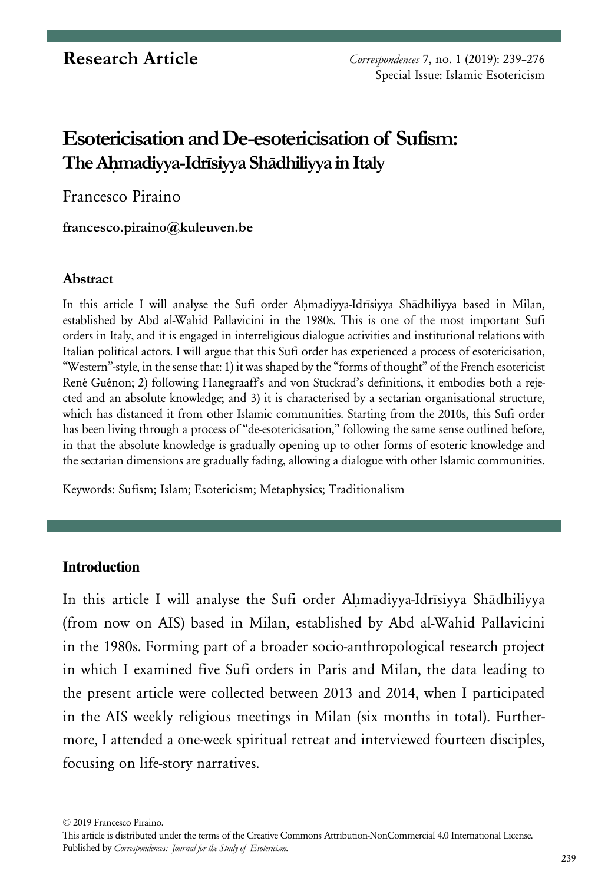**Research Article**

# Esotericisation and De-esotericisation of Sufism: The Aḥmadiyya-Idrīsiyya Shādhiliyya in Italy

Francesco Piraino

**francesco.piraino@kuleuven.be**

### Abstract

In this article I will analyse the Sufi order Aḥmadiyya-Idrīsiyya Shādhiliyya based in Milan, established by Abd al-Wahid Pallavicini in the 1980s. This is one of the most important Sufi orders in Italy, and it is engaged in interreligious dialogue activities and institutional relations with Italian political actors. I will argue that this Sufi order has experienced a process of esotericisation, "Western"-style, in the sense that: 1) it was shaped by the "forms of thought" of the French esotericist René Guénon; 2) following Hanegraaff's and von Stuckrad's definitions, it embodies both a rejected and an absolute knowledge; and 3) it is characterised by a sectarian organisational structure, which has distanced it from other Islamic communities. Starting from the 2010s, this Sufi order has been living through a process of "de-esotericisation," following the same sense outlined before, in that the absolute knowledge is gradually opening up to other forms of esoteric knowledge and the sectarian dimensions are gradually fading, allowing a dialogue with other Islamic communities.

Keywords: Sufism; Islam; Esotericism; Metaphysics; Traditionalism

## Introduction

In this article I will analyse the Sufi order Aḥmadiyya-Idrīsiyya Shādhiliyya (from now on AIS) based in Milan, established by Abd al-Wahid Pallavicini in the 1980s. Forming part of a broader socio-anthropological research project in which I examined five Sufi orders in Paris and Milan, the data leading to the present article were collected between 2013 and 2014, when I participated in the AIS weekly religious meetings in Milan (six months in total). Furthermore, I attended a one-week spiritual retreat and interviewed fourteen disciples, focusing on life-story narratives.

© 2019 Francesco Piraino.
This article is distributed under the terms of the Creative Commons Attribution-NonCommercial 4.0 International License.
Published by *Correspondences: Journal for the Study of Esotericism.*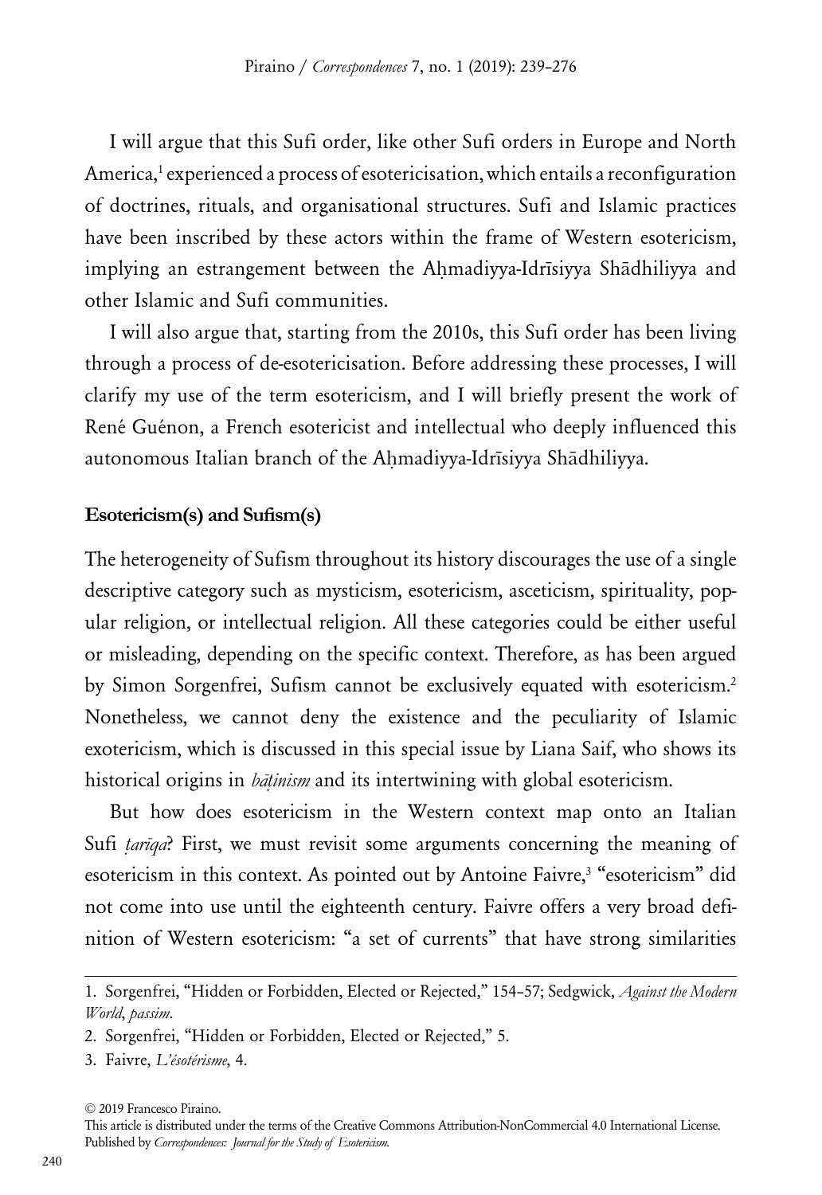I will argue that this Sufi order, like other Sufi orders in Europe and North America,[1] experienced a process of esotericisation, which entails a reconfiguration of doctrines, rituals, and organisational structures. Sufi and Islamic practices have been inscribed by these actors within the frame of Western esotericism, implying an estrangement between the Aḥmadiyya-Idrīsiyya Shādhiliyya and other Islamic and Sufi communities.

I will also argue that, starting from the 2010s, this Sufi order has been living through a process of de-esotericisation. Before addressing these processes, I will clarify my use of the term esotericism, and I will briefly present the work of René Guénon, a French esotericist and intellectual who deeply influenced this autonomous Italian branch of the Aḥmadiyya-Idrīsiyya Shādhiliyya.

**Esotericism(s) and Sufism(s)**

The heterogeneity of Sufism throughout its history discourages the use of a single descriptive category such as mysticism, esotericism, asceticism, spirituality, popular religion, or intellectual religion. All these categories could be either useful or misleading, depending on the specific context. Therefore, as has been argued by Simon Sorgenfrei, Sufism cannot be exclusively equated with esotericism.[2] Nonetheless, we cannot deny the existence and the peculiarity of Islamic exotericism, which is discussed in this special issue by Liana Saif, who shows its historical origins in *bāṭinism* and its intertwining with global esotericism.

But how does esotericism in the Western context map onto an Italian Sufi *ṭarīqa*? First, we must revisit some arguments concerning the meaning of esotericism in this context. As pointed out by Antoine Faivre,[3] "esotericism" did not come into use until the eighteenth century. Faivre offers a very broad definition of Western esotericism: "a set of currents" that have strong similarities

1. Sorgenfrei, "Hidden or Forbidden, Elected or Rejected," 154–57; Sedgwick, *Against the Modern World*, *passim*.

2. Sorgenfrei, "Hidden or Forbidden, Elected or Rejected," 5.

3. Faivre, *L'ésotérisme*, 4.

© 2019 Francesco Piraino.
This article is distributed under the terms of the Creative Commons Attribution-NonCommercial 4.0 International License.
Published by *Correspondences: Journal for the Study of Esotericism*.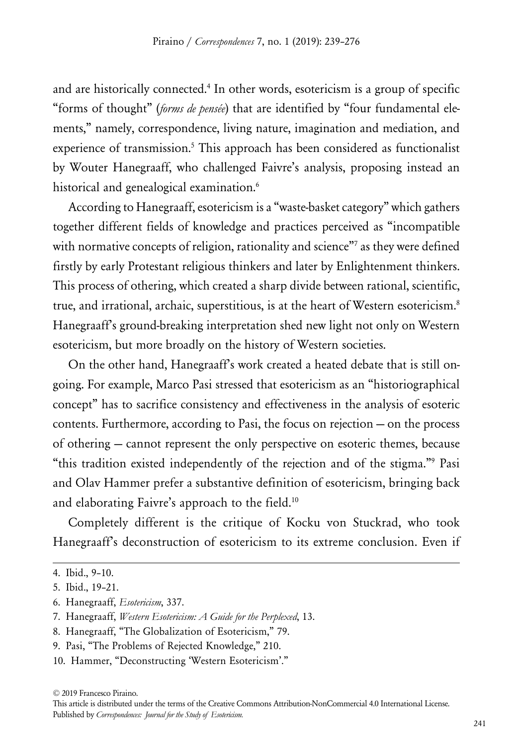and are historically connected.[4] In other words, esotericism is a group of specific "forms of thought" (*forms de pensée*) that are identified by "four fundamental elements," namely, correspondence, living nature, imagination and mediation, and experience of transmission.[5] This approach has been considered as functionalist by Wouter Hanegraaff, who challenged Faivre's analysis, proposing instead an historical and genealogical examination.[6]

According to Hanegraaff, esotericism is a "waste-basket category" which gathers together different fields of knowledge and practices perceived as "incompatible with normative concepts of religion, rationality and science"[7] as they were defined firstly by early Protestant religious thinkers and later by Enlightenment thinkers. This process of othering, which created a sharp divide between rational, scientific, true, and irrational, archaic, superstitious, is at the heart of Western esotericism.[8] Hanegraaff's ground-breaking interpretation shed new light not only on Western esotericism, but more broadly on the history of Western societies.

On the other hand, Hanegraaff's work created a heated debate that is still ongoing. For example, Marco Pasi stressed that esotericism as an "historiographical concept" has to sacrifice consistency and effectiveness in the analysis of esoteric contents. Furthermore, according to Pasi, the focus on rejection — on the process of othering — cannot represent the only perspective on esoteric themes, because "this tradition existed independently of the rejection and of the stigma."[9] Pasi and Olav Hammer prefer a substantive definition of esotericism, bringing back and elaborating Faivre's approach to the field.[10]

Completely different is the critique of Kocku von Stuckrad, who took Hanegraaff's deconstruction of esotericism to its extreme conclusion. Even if

---

4. Ibid., 9–10.
5. Ibid., 19–21.
6. Hanegraaff, *Esotericism*, 337.
7. Hanegraaff, *Western Esotericism: A Guide for the Perplexed*, 13.
8. Hanegraaff, "The Globalization of Esotericism," 79.
9. Pasi, "The Problems of Rejected Knowledge," 210.
10. Hammer, "Deconstructing 'Western Esotericism'."

© 2019 Francesco Piraino.
This article is distributed under the terms of the Creative Commons Attribution-NonCommercial 4.0 International License.
Published by *Correspondences: Journal for the Study of Esotericism.*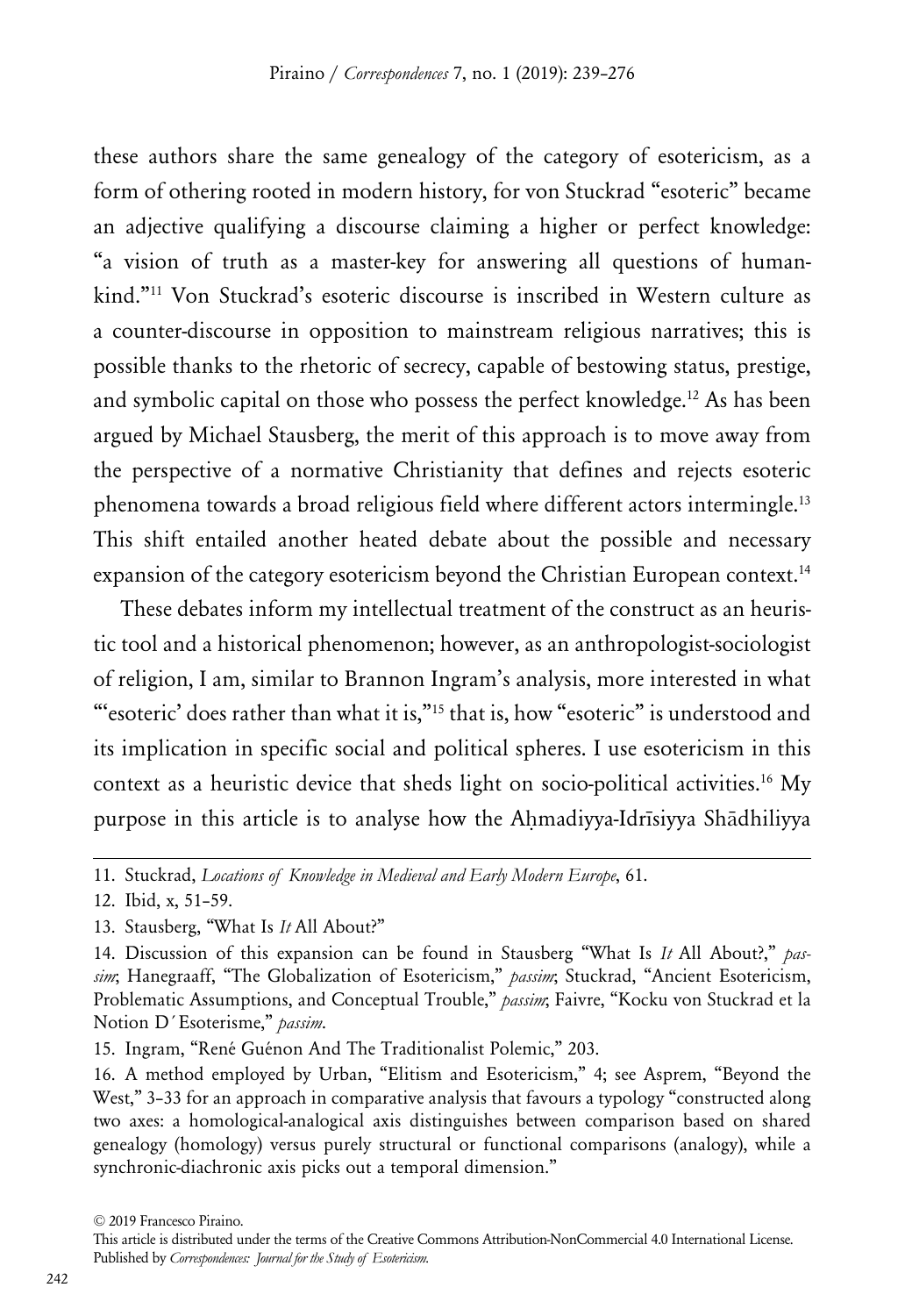these authors share the same genealogy of the category of esotericism, as a form of othering rooted in modern history, for von Stuckrad "esoteric" became an adjective qualifying a discourse claiming a higher or perfect knowledge: "a vision of truth as a master-key for answering all questions of humankind."[11] Von Stuckrad's esoteric discourse is inscribed in Western culture as a counter-discourse in opposition to mainstream religious narratives; this is possible thanks to the rhetoric of secrecy, capable of bestowing status, prestige, and symbolic capital on those who possess the perfect knowledge.[12] As has been argued by Michael Stausberg, the merit of this approach is to move away from the perspective of a normative Christianity that defines and rejects esoteric phenomena towards a broad religious field where different actors intermingle.[13] This shift entailed another heated debate about the possible and necessary expansion of the category esotericism beyond the Christian European context.[14]

These debates inform my intellectual treatment of the construct as an heuristic tool and a historical phenomenon; however, as an anthropologist-sociologist of religion, I am, similar to Brannon Ingram's analysis, more interested in what "'esoteric' does rather than what it is,"[15] that is, how "esoteric" is understood and its implication in specific social and political spheres. I use esotericism in this context as a heuristic device that sheds light on socio-political activities.[16] My purpose in this article is to analyse how the Aḥmadiyya-Idrīsiyya Shādhiliyya

---

11. Stuckrad, *Locations of Knowledge in Medieval and Early Modern Europe*, 61.

12. Ibid, x, 51–59.

13. Stausberg, "What Is *It* All About?"

14. Discussion of this expansion can be found in Stausberg "What Is *It* All About?," *passim*; Hanegraaff, "The Globalization of Esotericism," *passim*; Stuckrad, "Ancient Esotericism, Problematic Assumptions, and Conceptual Trouble," *passim*; Faivre, "Kocku von Stuckrad et la Notion D´Esoterisme," *passim*.

15. Ingram, "René Guénon And The Traditionalist Polemic," 203.

16. A method employed by Urban, "Elitism and Esotericism," 4; see Asprem, "Beyond the West," 3–33 for an approach in comparative analysis that favours a typology "constructed along two axes: a homological-analogical axis distinguishes between comparison based on shared genealogy (homology) versus purely structural or functional comparisons (analogy), while a synchronic-diachronic axis picks out a temporal dimension."

© 2019 Francesco Piraino.

This article is distributed under the terms of the Creative Commons Attribution-NonCommercial 4.0 International License. Published by *Correspondences: Journal for the Study of Esotericism*.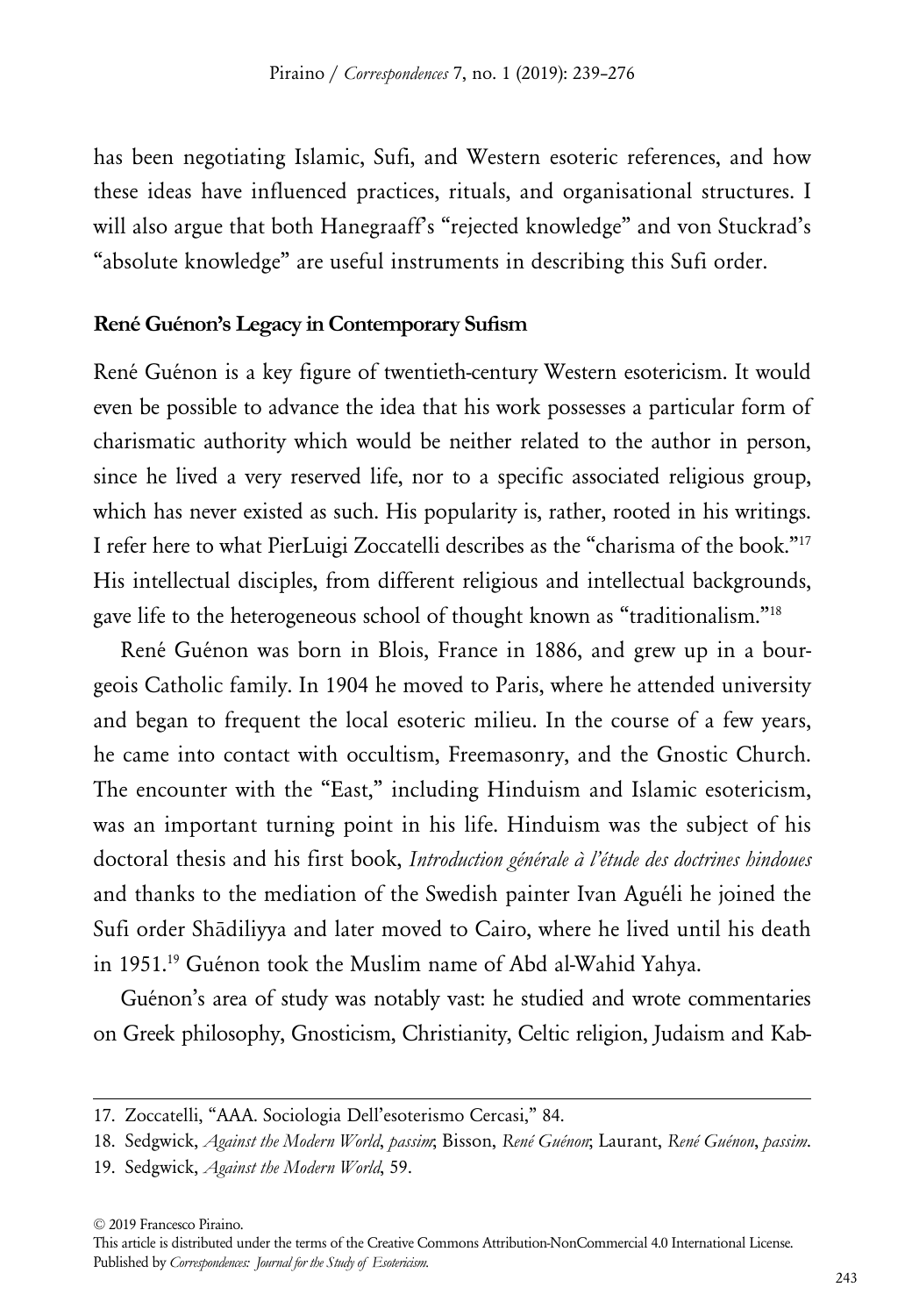has been negotiating Islamic, Sufi, and Western esoteric references, and how these ideas have influenced practices, rituals, and organisational structures. I will also argue that both Hanegraaff's "rejected knowledge" and von Stuckrad's "absolute knowledge" are useful instruments in describing this Sufi order.

## René Guénon's Legacy in Contemporary Sufism

René Guénon is a key figure of twentieth-century Western esotericism. It would even be possible to advance the idea that his work possesses a particular form of charismatic authority which would be neither related to the author in person, since he lived a very reserved life, nor to a specific associated religious group, which has never existed as such. His popularity is, rather, rooted in his writings. I refer here to what PierLuigi Zoccatelli describes as the "charisma of the book."[17] His intellectual disciples, from different religious and intellectual backgrounds, gave life to the heterogeneous school of thought known as "traditionalism."[18]

René Guénon was born in Blois, France in 1886, and grew up in a bourgeois Catholic family. In 1904 he moved to Paris, where he attended university and began to frequent the local esoteric milieu. In the course of a few years, he came into contact with occultism, Freemasonry, and the Gnostic Church. The encounter with the "East," including Hinduism and Islamic esotericism, was an important turning point in his life. Hinduism was the subject of his doctoral thesis and his first book, *Introduction générale à l'étude des doctrines hindoues* and thanks to the mediation of the Swedish painter Ivan Aguéli he joined the Sufi order Shādiliyya and later moved to Cairo, where he lived until his death in 1951.[19] Guénon took the Muslim name of Abd al-Wahid Yahya.

Guénon's area of study was notably vast: he studied and wrote commentaries on Greek philosophy, Gnosticism, Christianity, Celtic religion, Judaism and Kab-

---

17. Zoccatelli, "AAA. Sociologia Dell'esoterismo Cercasi," 84.

18. Sedgwick, *Against the Modern World*, *passim*; Bisson, *René Guénon*; Laurant, *René Guénon*, *passim*.

19. Sedgwick, *Against the Modern World*, 59.

© 2019 Francesco Piraino.

This article is distributed under the terms of the Creative Commons Attribution-NonCommercial 4.0 International License.
Published by *Correspondences: Journal for the Study of Esotericism.*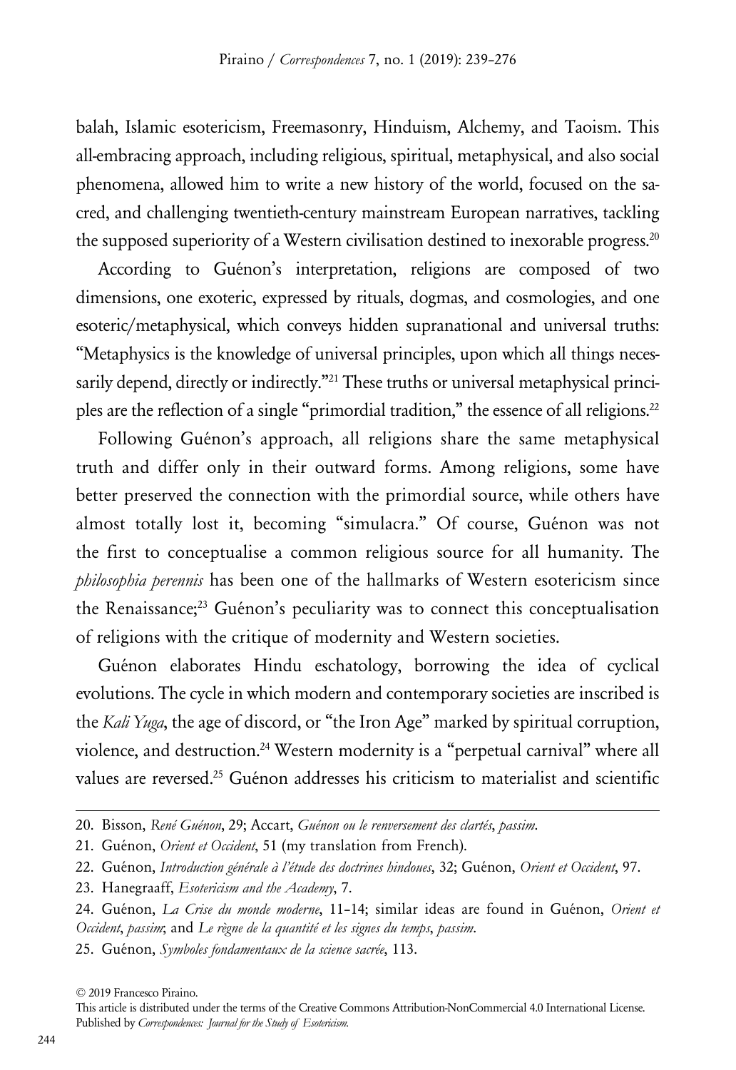balah, Islamic esotericism, Freemasonry, Hinduism, Alchemy, and Taoism. This all-embracing approach, including religious, spiritual, metaphysical, and also social phenomena, allowed him to write a new history of the world, focused on the sacred, and challenging twentieth-century mainstream European narratives, tackling the supposed superiority of a Western civilisation destined to inexorable progress.[20]

According to Guénon's interpretation, religions are composed of two dimensions, one exoteric, expressed by rituals, dogmas, and cosmologies, and one esoteric/metaphysical, which conveys hidden supranational and universal truths: "Metaphysics is the knowledge of universal principles, upon which all things necessarily depend, directly or indirectly."[21] These truths or universal metaphysical principles are the reflection of a single "primordial tradition," the essence of all religions.[22]

Following Guénon's approach, all religions share the same metaphysical truth and differ only in their outward forms. Among religions, some have better preserved the connection with the primordial source, while others have almost totally lost it, becoming "simulacra." Of course, Guénon was not the first to conceptualise a common religious source for all humanity. The *philosophia perennis* has been one of the hallmarks of Western esotericism since the Renaissance;[23] Guénon's peculiarity was to connect this conceptualisation of religions with the critique of modernity and Western societies.

Guénon elaborates Hindu eschatology, borrowing the idea of cyclical evolutions. The cycle in which modern and contemporary societies are inscribed is the *Kali Yuga*, the age of discord, or "the Iron Age" marked by spiritual corruption, violence, and destruction.[24] Western modernity is a "perpetual carnival" where all values are reversed.[25] Guénon addresses his criticism to materialist and scientific

20. Bisson, *René Guénon*, 29; Accart, *Guénon ou le renversement des clartés*, *passim*.

21. Guénon, *Orient et Occident*, 51 (my translation from French).

22. Guénon, *Introduction générale à l'étude des doctrines hindoues*, 32; Guénon, *Orient et Occident*, 97.

23. Hanegraaff, *Esotericism and the Academy*, 7.

24. Guénon, *La Crise du monde moderne*, 11–14; similar ideas are found in Guénon, *Orient et Occident*, *passim*; and *Le règne de la quantité et les signes du temps*, *passim*.

25. Guénon, *Symboles fondamentaux de la science sacrée*, 113.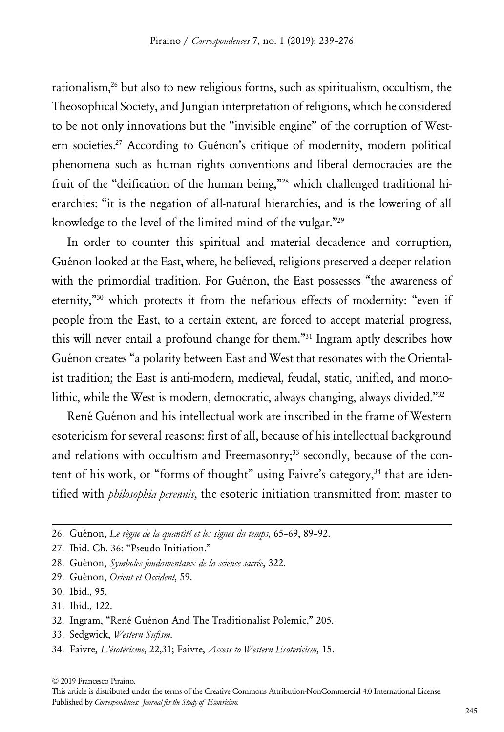rationalism,[26] but also to new religious forms, such as spiritualism, occultism, the Theosophical Society, and Jungian interpretation of religions, which he considered to be not only innovations but the "invisible engine" of the corruption of Western societies.[27] According to Guénon's critique of modernity, modern political phenomena such as human rights conventions and liberal democracies are the fruit of the "deification of the human being,"[28] which challenged traditional hierarchies: "it is the negation of all-natural hierarchies, and is the lowering of all knowledge to the level of the limited mind of the vulgar."[29]

In order to counter this spiritual and material decadence and corruption, Guénon looked at the East, where, he believed, religions preserved a deeper relation with the primordial tradition. For Guénon, the East possesses "the awareness of eternity,"[30] which protects it from the nefarious effects of modernity: "even if people from the East, to a certain extent, are forced to accept material progress, this will never entail a profound change for them."[31] Ingram aptly describes how Guénon creates "a polarity between East and West that resonates with the Orientalist tradition; the East is anti-modern, medieval, feudal, static, unified, and monolithic, while the West is modern, democratic, always changing, always divided."[32]

René Guénon and his intellectual work are inscribed in the frame of Western esotericism for several reasons: first of all, because of his intellectual background and relations with occultism and Freemasonry;[33] secondly, because of the content of his work, or "forms of thought" using Faivre's category,[34] that are identified with *philosophia perennis*, the esoteric initiation transmitted from master to

---

26. Guénon, *Le règne de la quantité et les signes du temps*, 65–69, 89–92.
27. Ibid. Ch. 36: "Pseudo Initiation."
28. Guénon, *Symboles fondamentaux de la science sacrée*, 322.
29. Guénon, *Orient et Occident*, 59.
30. Ibid., 95.
31. Ibid., 122.
32. Ingram, "René Guénon And The Traditionalist Polemic," 205.
33. Sedgwick, *Western Sufism*.
34. Faivre, *L'ésotérisme*, 22,31; Faivre, *Access to Western Esotericism*, 15.

© 2019 Francesco Piraino.
This article is distributed under the terms of the Creative Commons Attribution-NonCommercial 4.0 International License.
Published by *Correspondences: Journal for the Study of Esotericism.*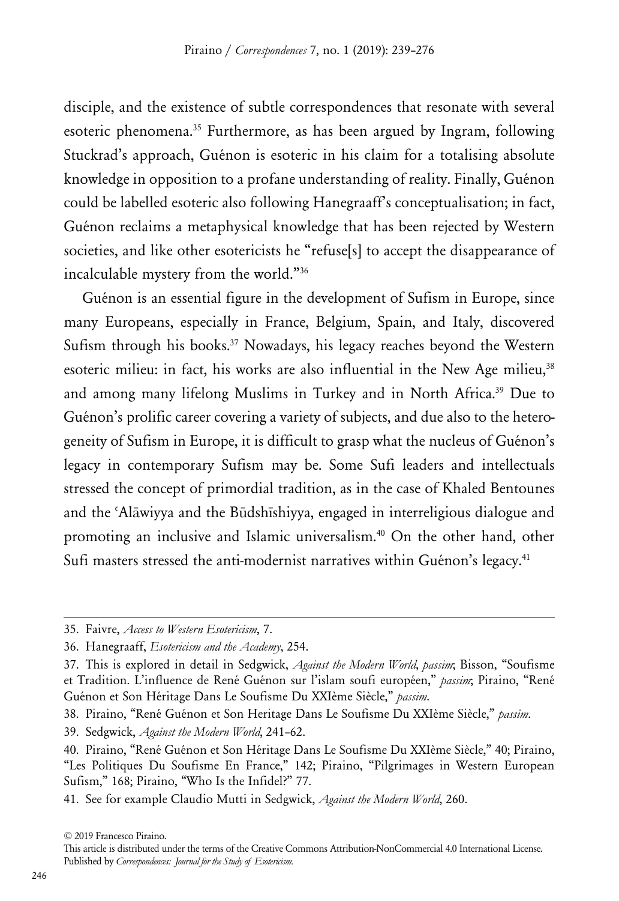disciple, and the existence of subtle correspondences that resonate with several esoteric phenomena.[35] Furthermore, as has been argued by Ingram, following Stuckrad's approach, Guénon is esoteric in his claim for a totalising absolute knowledge in opposition to a profane understanding of reality. Finally, Guénon could be labelled esoteric also following Hanegraaff's conceptualisation; in fact, Guénon reclaims a metaphysical knowledge that has been rejected by Western societies, and like other esotericists he "refuse[s] to accept the disappearance of incalculable mystery from the world."[36]

Guénon is an essential figure in the development of Sufism in Europe, since many Europeans, especially in France, Belgium, Spain, and Italy, discovered Sufism through his books.[37] Nowadays, his legacy reaches beyond the Western esoteric milieu: in fact, his works are also influential in the New Age milieu,[38] and among many lifelong Muslims in Turkey and in North Africa.[39] Due to Guénon's prolific career covering a variety of subjects, and due also to the heterogeneity of Sufism in Europe, it is difficult to grasp what the nucleus of Guénon's legacy in contemporary Sufism may be. Some Sufi leaders and intellectuals stressed the concept of primordial tradition, as in the case of Khaled Bentounes and the ʿAlāwiyya and the Būdshīshiyya, engaged in interreligious dialogue and promoting an inclusive and Islamic universalism.[40] On the other hand, other Sufi masters stressed the anti-modernist narratives within Guénon's legacy.[41]

---

35. Faivre, *Access to Western Esotericism*, 7.

36. Hanegraaff, *Esotericism and the Academy*, 254.

37. This is explored in detail in Sedgwick, *Against the Modern World*, *passim*; Bisson, "Soufisme et Tradition. L'influence de René Guénon sur l'islam soufi européen," *passim*; Piraino, "René Guénon et Son Héritage Dans Le Soufisme Du XXIème Siècle," *passim*.

38. Piraino, "René Guénon et Son Heritage Dans Le Soufisme Du XXIème Siècle," *passim*.

39. Sedgwick, *Against the Modern World*, 241–62.

40. Piraino, "René Guénon et Son Héritage Dans Le Soufisme Du XXIème Siècle," 40; Piraino, "Les Politiques Du Soufisme En France," 142; Piraino, "Pilgrimages in Western European Sufism," 168; Piraino, "Who Is the Infidel?" 77.

41. See for example Claudio Mutti in Sedgwick, *Against the Modern World*, 260.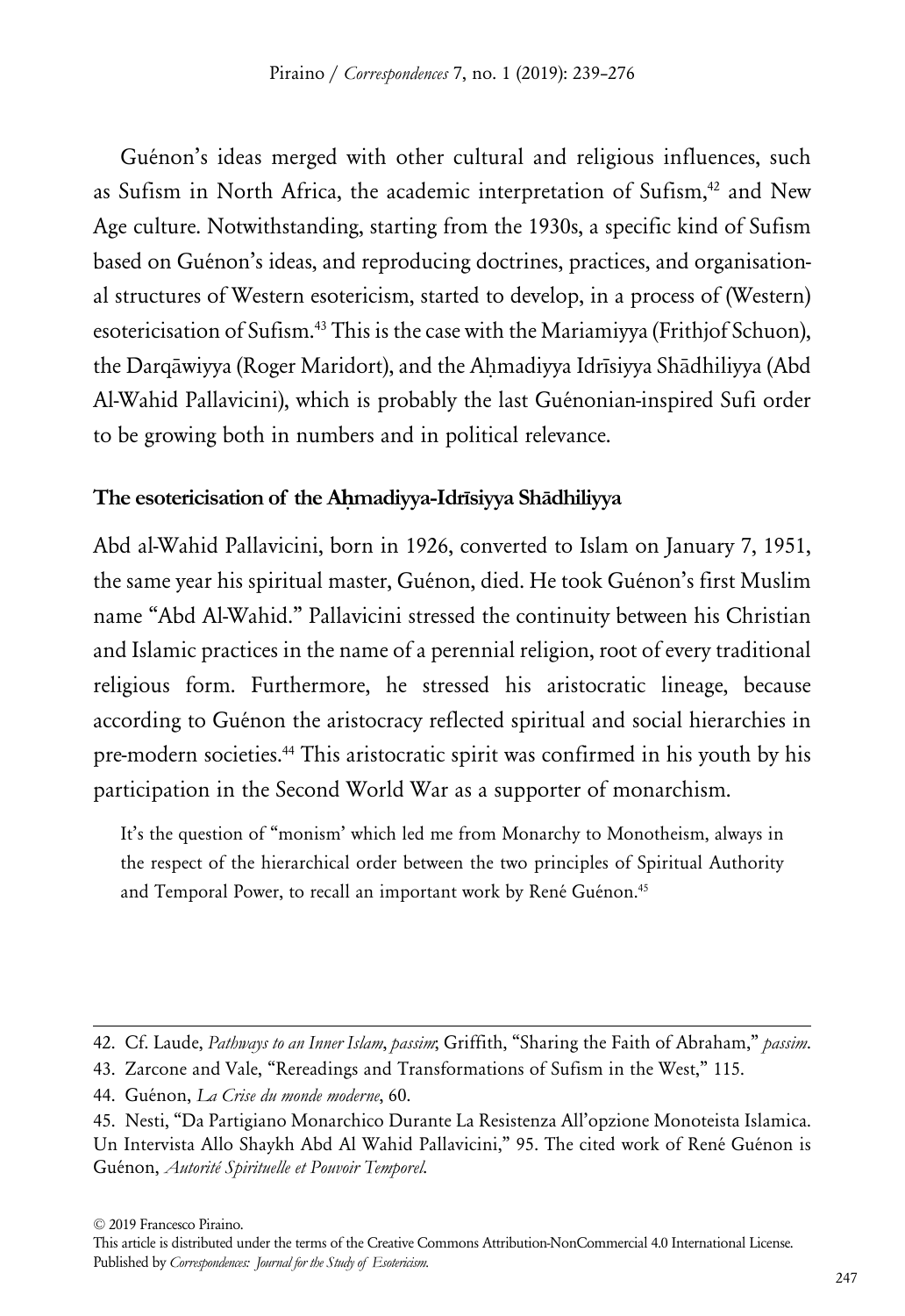Guénon's ideas merged with other cultural and religious influences, such as Sufism in North Africa, the academic interpretation of Sufism,[42] and New Age culture. Notwithstanding, starting from the 1930s, a specific kind of Sufism based on Guénon's ideas, and reproducing doctrines, practices, and organisational structures of Western esotericism, started to develop, in a process of (Western) esotericisation of Sufism.[43] This is the case with the Mariamiyya (Frithjof Schuon), the Darqāwiyya (Roger Maridort), and the Aḥmadiyya Idrīsiyya Shādhiliyya (Abd Al-Wahid Pallavicini), which is probably the last Guénonian-inspired Sufi order to be growing both in numbers and in political relevance.

## The esotericisation of the Aḥmadiyya-Idrīsiyya Shādhiliyya

Abd al-Wahid Pallavicini, born in 1926, converted to Islam on January 7, 1951, the same year his spiritual master, Guénon, died. He took Guénon's first Muslim name "Abd Al-Wahid." Pallavicini stressed the continuity between his Christian and Islamic practices in the name of a perennial religion, root of every traditional religious form. Furthermore, he stressed his aristocratic lineage, because according to Guénon the aristocracy reflected spiritual and social hierarchies in pre-modern societies.[44] This aristocratic spirit was confirmed in his youth by his participation in the Second World War as a supporter of monarchism.

> It's the question of "monism' which led me from Monarchy to Monotheism, always in the respect of the hierarchical order between the two principles of Spiritual Authority and Temporal Power, to recall an important work by René Guénon.[45]

---

42. Cf. Laude, *Pathways to an Inner Islam*, *passim*; Griffith, "Sharing the Faith of Abraham," *passim*.

43. Zarcone and Vale, "Rereadings and Transformations of Sufism in the West," 115.

44. Guénon, *La Crise du monde moderne*, 60.

45. Nesti, "Da Partigiano Monarchico Durante La Resistenza All'opzione Monoteista Islamica. Un Intervista Allo Shaykh Abd Al Wahid Pallavicini," 95. The cited work of René Guénon is Guénon, *Autorité Spirituelle et Pouvoir Temporel*.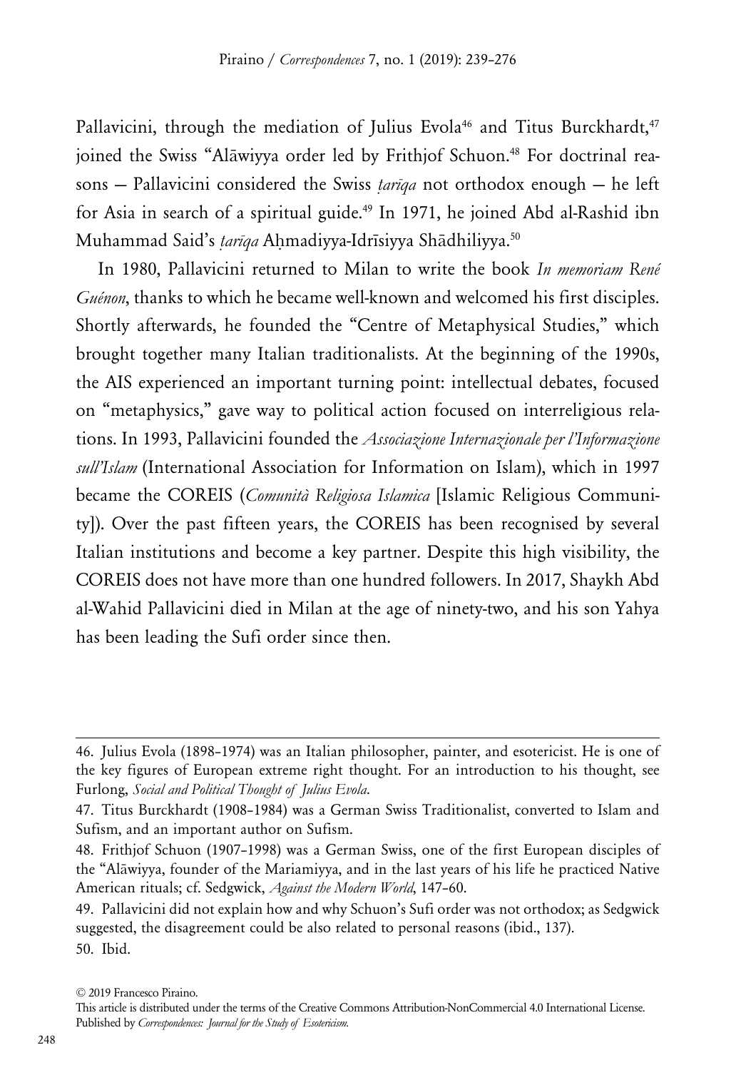Pallavicini, through the mediation of Julius Evola[46] and Titus Burckhardt,[47] joined the Swiss "Alāwiyya order led by Frithjof Schuon.[48] For doctrinal reasons — Pallavicini considered the Swiss *ṭarīqa* not orthodox enough — he left for Asia in search of a spiritual guide.[49] In 1971, he joined Abd al-Rashid ibn Muhammad Said's *ṭarīqa* Aḥmadiyya-Idrīsiyya Shādhiliyya.[50]

In 1980, Pallavicini returned to Milan to write the book *In memoriam René Guénon*, thanks to which he became well-known and welcomed his first disciples. Shortly afterwards, he founded the "Centre of Metaphysical Studies," which brought together many Italian traditionalists. At the beginning of the 1990s, the AIS experienced an important turning point: intellectual debates, focused on "metaphysics," gave way to political action focused on interreligious relations. In 1993, Pallavicini founded the *Associazione Internazionale per l'Informazione sull'Islam* (International Association for Information on Islam), which in 1997 became the COREIS (*Comunità Religiosa Islamica* [Islamic Religious Community]). Over the past fifteen years, the COREIS has been recognised by several Italian institutions and become a key partner. Despite this high visibility, the COREIS does not have more than one hundred followers. In 2017, Shaykh Abd al-Wahid Pallavicini died in Milan at the age of ninety-two, and his son Yahya has been leading the Sufi order since then.

---

46. Julius Evola (1898–1974) was an Italian philosopher, painter, and esotericist. He is one of the key figures of European extreme right thought. For an introduction to his thought, see Furlong, *Social and Political Thought of Julius Evola*.

47. Titus Burckhardt (1908–1984) was a German Swiss Traditionalist, converted to Islam and Sufism, and an important author on Sufism.

48. Frithjof Schuon (1907–1998) was a German Swiss, one of the first European disciples of the "Alāwiyya, founder of the Mariamiyya, and in the last years of his life he practiced Native American rituals; cf. Sedgwick, *Against the Modern World*, 147–60.

49. Pallavicini did not explain how and why Schuon's Sufi order was not orthodox; as Sedgwick suggested, the disagreement could be also related to personal reasons (ibid., 137).

50. Ibid.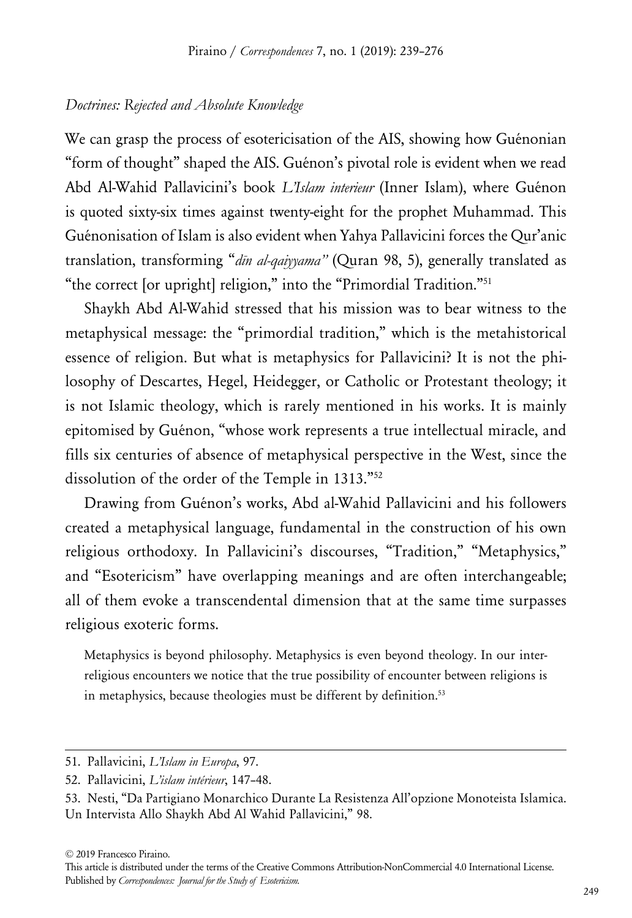*Doctrines: Rejected and Absolute Knowledge*

We can grasp the process of esotericisation of the AIS, showing how Guénonian "form of thought" shaped the AIS. Guénon's pivotal role is evident when we read Abd Al-Wahid Pallavicini's book *L'Islam interieur* (Inner Islam), where Guénon is quoted sixty-six times against twenty-eight for the prophet Muhammad. This Guénonisation of Islam is also evident when Yahya Pallavicini forces the Qur'anic translation, transforming "*dīn al-qaiyyama"* (Quran 98, 5), generally translated as "the correct [or upright] religion," into the "Primordial Tradition."[51]

Shaykh Abd Al-Wahid stressed that his mission was to bear witness to the metaphysical message: the "primordial tradition," which is the metahistorical essence of religion. But what is metaphysics for Pallavicini? It is not the philosophy of Descartes, Hegel, Heidegger, or Catholic or Protestant theology; it is not Islamic theology, which is rarely mentioned in his works. It is mainly epitomised by Guénon, "whose work represents a true intellectual miracle, and fills six centuries of absence of metaphysical perspective in the West, since the dissolution of the order of the Temple in 1313."[52]

Drawing from Guénon's works, Abd al-Wahid Pallavicini and his followers created a metaphysical language, fundamental in the construction of his own religious orthodoxy. In Pallavicini's discourses, "Tradition," "Metaphysics," and "Esotericism" have overlapping meanings and are often interchangeable; all of them evoke a transcendental dimension that at the same time surpasses religious exoteric forms.

> Metaphysics is beyond philosophy. Metaphysics is even beyond theology. In our inter-religious encounters we notice that the true possibility of encounter between religions is in metaphysics, because theologies must be different by definition.[53]

---

51. Pallavicini, *L'Islam in Europa*, 97.

52. Pallavicini, *L'islam intérieur*, 147–48.

53. Nesti, "Da Partigiano Monarchico Durante La Resistenza All'opzione Monoteista Islamica. Un Intervista Allo Shaykh Abd Al Wahid Pallavicini," 98.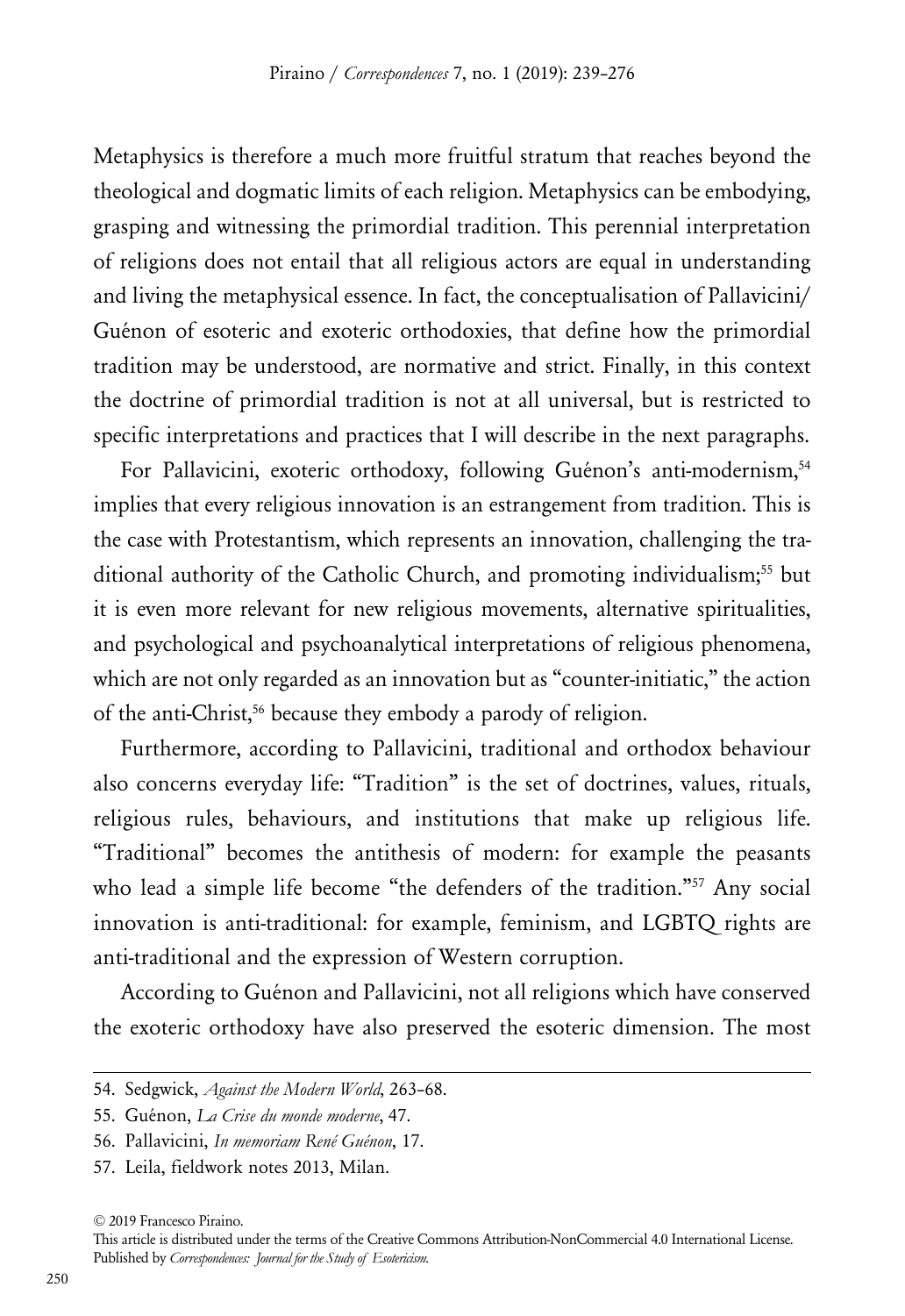Metaphysics is therefore a much more fruitful stratum that reaches beyond the theological and dogmatic limits of each religion. Metaphysics can be embodying, grasping and witnessing the primordial tradition. This perennial interpretation of religions does not entail that all religious actors are equal in understanding and living the metaphysical essence. In fact, the conceptualisation of Pallavicini/Guénon of esoteric and exoteric orthodoxies, that define how the primordial tradition may be understood, are normative and strict. Finally, in this context the doctrine of primordial tradition is not at all universal, but is restricted to specific interpretations and practices that I will describe in the next paragraphs.

For Pallavicini, exoteric orthodoxy, following Guénon's anti-modernism,[54] implies that every religious innovation is an estrangement from tradition. This is the case with Protestantism, which represents an innovation, challenging the traditional authority of the Catholic Church, and promoting individualism;[55] but it is even more relevant for new religious movements, alternative spiritualities, and psychological and psychoanalytical interpretations of religious phenomena, which are not only regarded as an innovation but as "counter-initiatic," the action of the anti-Christ,[56] because they embody a parody of religion.

Furthermore, according to Pallavicini, traditional and orthodox behaviour also concerns everyday life: "Tradition" is the set of doctrines, values, rituals, religious rules, behaviours, and institutions that make up religious life. "Traditional" becomes the antithesis of modern: for example the peasants who lead a simple life become "the defenders of the tradition."[57] Any social innovation is anti-traditional: for example, feminism, and LGBTQ rights are anti-traditional and the expression of Western corruption.

According to Guénon and Pallavicini, not all religions which have conserved the exoteric orthodoxy have also preserved the esoteric dimension. The most

54. Sedgwick, *Against the Modern World*, 263–68.

55. Guénon, *La Crise du monde moderne*, 47.

56. Pallavicini, *In memoriam René Guénon*, 17.

57. Leila, fieldwork notes 2013, Milan.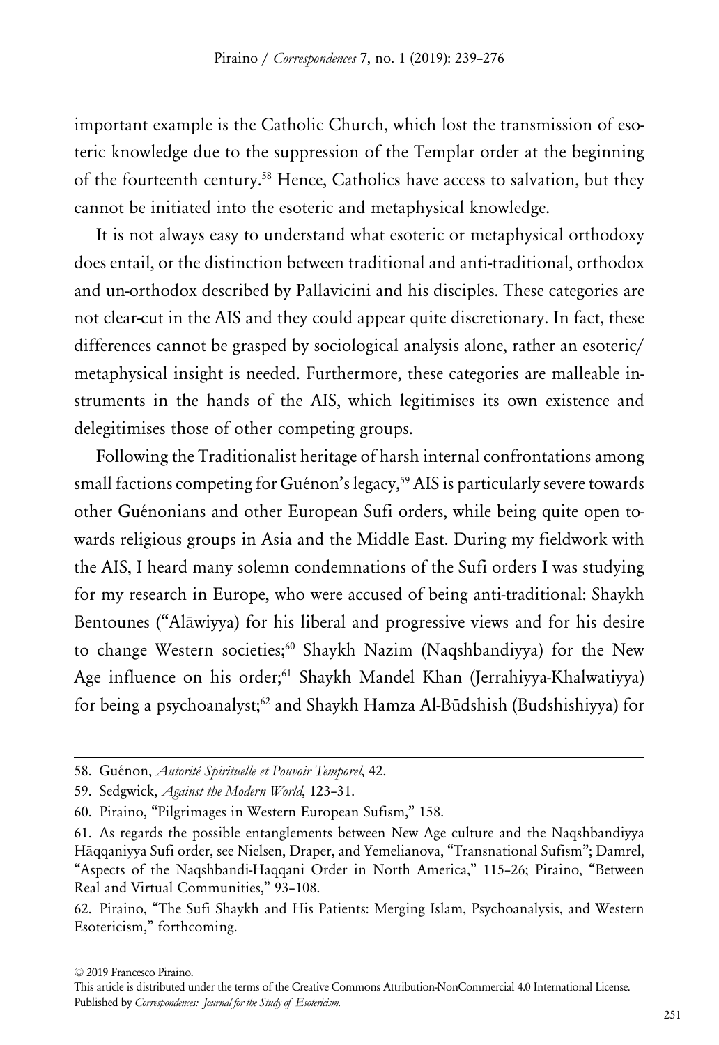important example is the Catholic Church, which lost the transmission of esoteric knowledge due to the suppression of the Templar order at the beginning of the fourteenth century.[58] Hence, Catholics have access to salvation, but they cannot be initiated into the esoteric and metaphysical knowledge.

It is not always easy to understand what esoteric or metaphysical orthodoxy does entail, or the distinction between traditional and anti-traditional, orthodox and un-orthodox described by Pallavicini and his disciples. These categories are not clear-cut in the AIS and they could appear quite discretionary. In fact, these differences cannot be grasped by sociological analysis alone, rather an esoteric/metaphysical insight is needed. Furthermore, these categories are malleable instruments in the hands of the AIS, which legitimises its own existence and delegitimises those of other competing groups.

Following the Traditionalist heritage of harsh internal confrontations among small factions competing for Guénon's legacy,[59] AIS is particularly severe towards other Guénonians and other European Sufi orders, while being quite open towards religious groups in Asia and the Middle East. During my fieldwork with the AIS, I heard many solemn condemnations of the Sufi orders I was studying for my research in Europe, who were accused of being anti-traditional: Shaykh Bentounes ("Alāwiyya) for his liberal and progressive views and for his desire to change Western societies;[60] Shaykh Nazim (Naqshbandiyya) for the New Age influence on his order;[61] Shaykh Mandel Khan (Jerrahiyya-Khalwatiyya) for being a psychoanalyst;[62] and Shaykh Hamza Al-Būdshish (Budshishiyya) for

---

58. Guénon, *Autorité Spirituelle et Pouvoir Temporel*, 42.

59. Sedgwick, *Against the Modern World*, 123–31.

60. Piraino, "Pilgrimages in Western European Sufism," 158.

61. As regards the possible entanglements between New Age culture and the Naqshbandiyya Hāqqaniyya Sufi order, see Nielsen, Draper, and Yemelianova, "Transnational Sufism"; Damrel, "Aspects of the Naqshbandi-Haqqani Order in North America," 115–26; Piraino, "Between Real and Virtual Communities," 93–108.

62. Piraino, "The Sufi Shaykh and His Patients: Merging Islam, Psychoanalysis, and Western Esotericism," forthcoming.

© 2019 Francesco Piraino.
This article is distributed under the terms of the Creative Commons Attribution-NonCommercial 4.0 International License.
Published by *Correspondences: Journal for the Study of Esotericism*.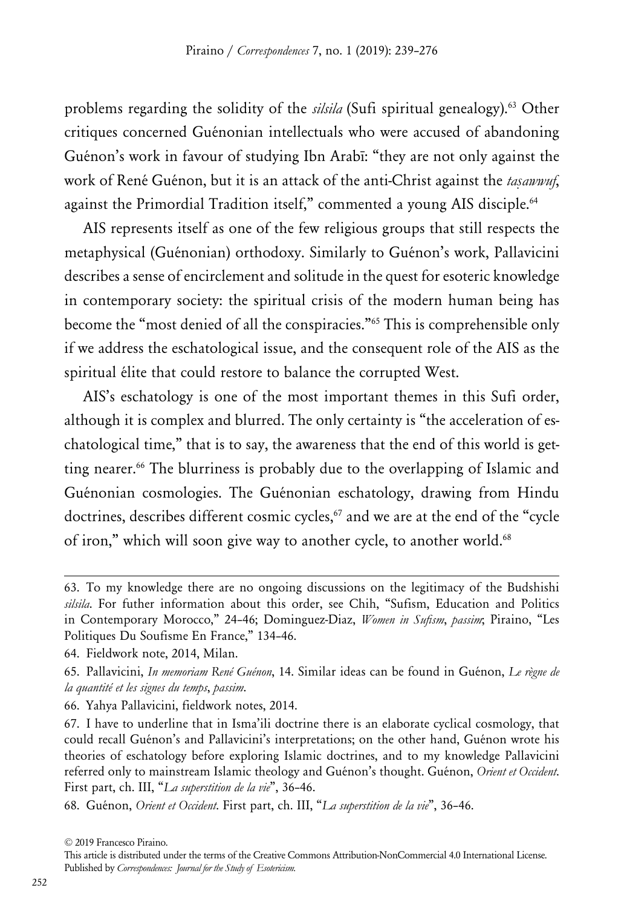problems regarding the solidity of the *silsila* (Sufi spiritual genealogy).[63] Other critiques concerned Guénonian intellectuals who were accused of abandoning Guénon's work in favour of studying Ibn Arabī: "they are not only against the work of René Guénon, but it is an attack of the anti-Christ against the *taṣawwuf*, against the Primordial Tradition itself," commented a young AIS disciple.[64]

AIS represents itself as one of the few religious groups that still respects the metaphysical (Guénonian) orthodoxy. Similarly to Guénon's work, Pallavicini describes a sense of encirclement and solitude in the quest for esoteric knowledge in contemporary society: the spiritual crisis of the modern human being has become the "most denied of all the conspiracies."[65] This is comprehensible only if we address the eschatological issue, and the consequent role of the AIS as the spiritual élite that could restore to balance the corrupted West.

AIS's eschatology is one of the most important themes in this Sufi order, although it is complex and blurred. The only certainty is "the acceleration of eschatological time," that is to say, the awareness that the end of this world is getting nearer.[66] The blurriness is probably due to the overlapping of Islamic and Guénonian cosmologies. The Guénonian eschatology, drawing from Hindu doctrines, describes different cosmic cycles,[67] and we are at the end of the "cycle of iron," which will soon give way to another cycle, to another world.[68]

---

63. To my knowledge there are no ongoing discussions on the legitimacy of the Budshishi *silsila*. For futher information about this order, see Chih, "Sufism, Education and Politics in Contemporary Morocco," 24–46; Dominguez-Diaz, *Women in Sufism*, *passim*; Piraino, "Les Politiques Du Soufisme En France," 134–46.

64. Fieldwork note, 2014, Milan.

65. Pallavicini, *In memoriam René Guénon*, 14. Similar ideas can be found in Guénon, *Le règne de la quantité et les signes du temps*, *passim*.

66. Yahya Pallavicini, fieldwork notes, 2014.

67. I have to underline that in Isma'ili doctrine there is an elaborate cyclical cosmology, that could recall Guénon's and Pallavicini's interpretations; on the other hand, Guénon wrote his theories of eschatology before exploring Islamic doctrines, and to my knowledge Pallavicini referred only to mainstream Islamic theology and Guénon's thought. Guénon, *Orient et Occident*. First part, ch. III, "*La superstition de la vie*", 36–46.

68. Guénon, *Orient et Occident*. First part, ch. III, "*La superstition de la vie*", 36–46.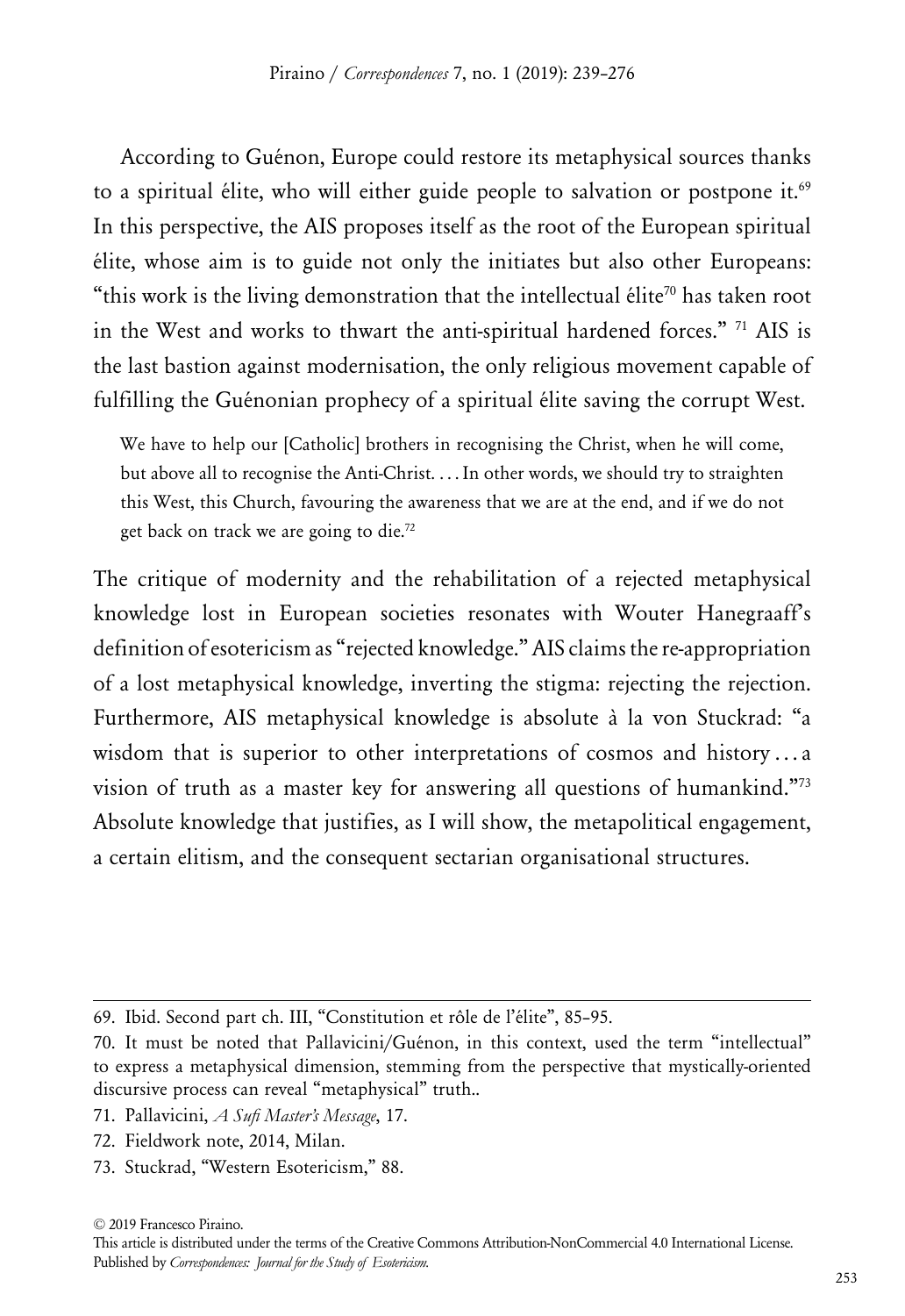According to Guénon, Europe could restore its metaphysical sources thanks to a spiritual élite, who will either guide people to salvation or postpone it.[69] In this perspective, the AIS proposes itself as the root of the European spiritual élite, whose aim is to guide not only the initiates but also other Europeans: "this work is the living demonstration that the intellectual élite[70] has taken root in the West and works to thwart the anti-spiritual hardened forces." [71] AIS is the last bastion against modernisation, the only religious movement capable of fulfilling the Guénonian prophecy of a spiritual élite saving the corrupt West.

> We have to help our [Catholic] brothers in recognising the Christ, when he will come, but above all to recognise the Anti-Christ. . . . In other words, we should try to straighten this West, this Church, favouring the awareness that we are at the end, and if we do not get back on track we are going to die.[72]

The critique of modernity and the rehabilitation of a rejected metaphysical knowledge lost in European societies resonates with Wouter Hanegraaff's definition of esotericism as "rejected knowledge." AIS claims the re-appropriation of a lost metaphysical knowledge, inverting the stigma: rejecting the rejection. Furthermore, AIS metaphysical knowledge is absolute à la von Stuckrad: "a wisdom that is superior to other interpretations of cosmos and history . . . a vision of truth as a master key for answering all questions of humankind."[73] Absolute knowledge that justifies, as I will show, the metapolitical engagement, a certain elitism, and the consequent sectarian organisational structures.

---

69. Ibid. Second part ch. III, "Constitution et rôle de l'élite", 85–95.

70. It must be noted that Pallavicini/Guénon, in this context, used the term "intellectual" to express a metaphysical dimension, stemming from the perspective that mystically-oriented discursive process can reveal "metaphysical" truth..

71. Pallavicini, *A Sufi Master's Message*, 17.

72. Fieldwork note, 2014, Milan.

73. Stuckrad, "Western Esotericism," 88.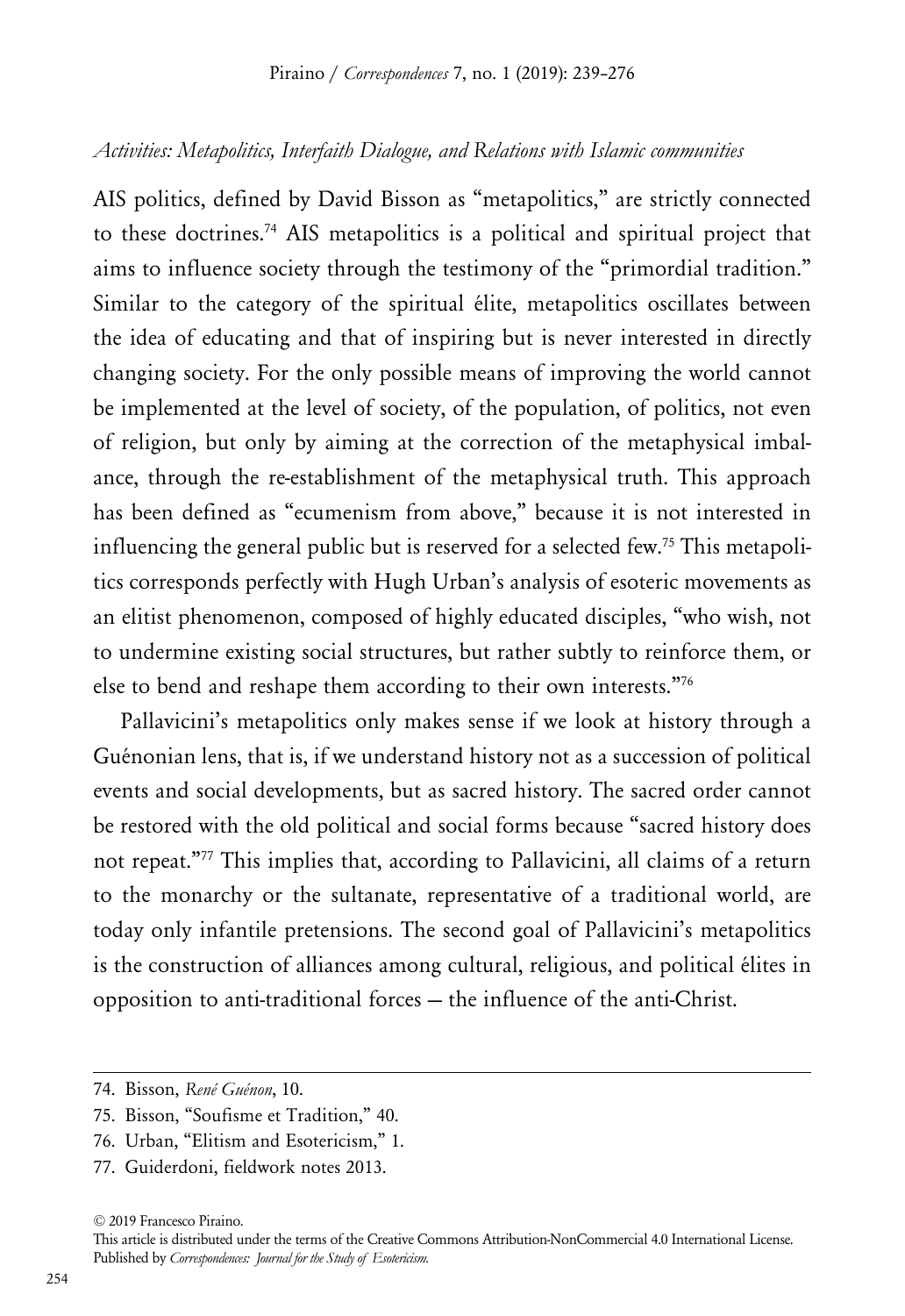*Activities: Metapolitics, Interfaith Dialogue, and Relations with Islamic communities*

AIS politics, defined by David Bisson as "metapolitics," are strictly connected to these doctrines.[74] AIS metapolitics is a political and spiritual project that aims to influence society through the testimony of the "primordial tradition." Similar to the category of the spiritual élite, metapolitics oscillates between the idea of educating and that of inspiring but is never interested in directly changing society. For the only possible means of improving the world cannot be implemented at the level of society, of the population, of politics, not even of religion, but only by aiming at the correction of the metaphysical imbalance, through the re-establishment of the metaphysical truth. This approach has been defined as "ecumenism from above," because it is not interested in influencing the general public but is reserved for a selected few.[75] This metapolitics corresponds perfectly with Hugh Urban's analysis of esoteric movements as an elitist phenomenon, composed of highly educated disciples, "who wish, not to undermine existing social structures, but rather subtly to reinforce them, or else to bend and reshape them according to their own interests."[76]

Pallavicini's metapolitics only makes sense if we look at history through a Guénonian lens, that is, if we understand history not as a succession of political events and social developments, but as sacred history. The sacred order cannot be restored with the old political and social forms because "sacred history does not repeat."[77] This implies that, according to Pallavicini, all claims of a return to the monarchy or the sultanate, representative of a traditional world, are today only infantile pretensions. The second goal of Pallavicini's metapolitics is the construction of alliances among cultural, religious, and political élites in opposition to anti-traditional forces — the influence of the anti-Christ.

74. Bisson, *René Guénon*, 10.

75. Bisson, "Soufisme et Tradition," 40.

76. Urban, "Elitism and Esotericism," 1.

77. Guiderdoni, fieldwork notes 2013.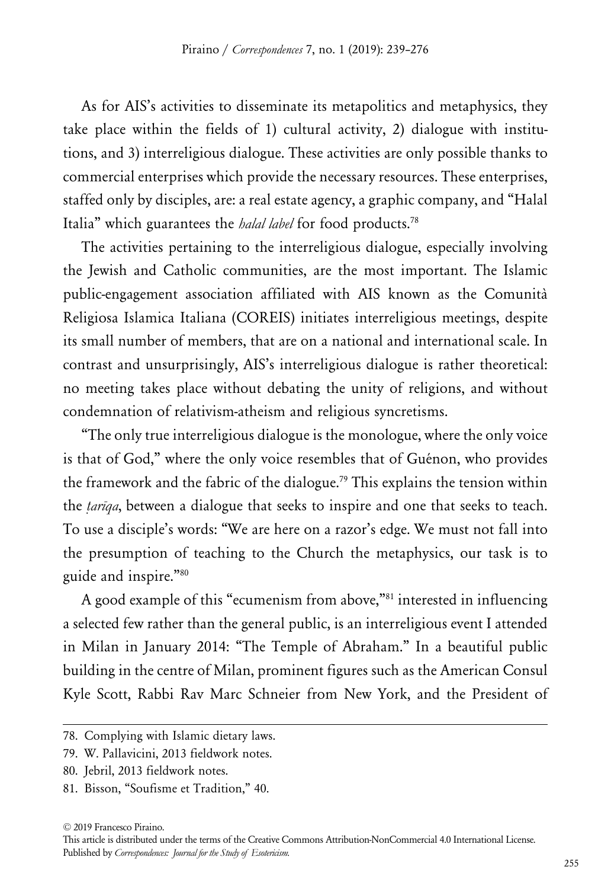As for AIS's activities to disseminate its metapolitics and metaphysics, they take place within the fields of 1) cultural activity, 2) dialogue with institutions, and 3) interreligious dialogue. These activities are only possible thanks to commercial enterprises which provide the necessary resources. These enterprises, staffed only by disciples, are: a real estate agency, a graphic company, and "Halal Italia" which guarantees the *halal label* for food products.[78]

The activities pertaining to the interreligious dialogue, especially involving the Jewish and Catholic communities, are the most important. The Islamic public-engagement association affiliated with AIS known as the Comunità Religiosa Islamica Italiana (COREIS) initiates interreligious meetings, despite its small number of members, that are on a national and international scale. In contrast and unsurprisingly, AIS's interreligious dialogue is rather theoretical: no meeting takes place without debating the unity of religions, and without condemnation of relativism-atheism and religious syncretisms.

"The only true interreligious dialogue is the monologue, where the only voice is that of God," where the only voice resembles that of Guénon, who provides the framework and the fabric of the dialogue.[79] This explains the tension within the *ṭarīqa*, between a dialogue that seeks to inspire and one that seeks to teach. To use a disciple's words: "We are here on a razor's edge. We must not fall into the presumption of teaching to the Church the metaphysics, our task is to guide and inspire."[80]

A good example of this "ecumenism from above,"[81] interested in influencing a selected few rather than the general public, is an interreligious event I attended in Milan in January 2014: "The Temple of Abraham." In a beautiful public building in the centre of Milan, prominent figures such as the American Consul Kyle Scott, Rabbi Rav Marc Schneier from New York, and the President of

---

78. Complying with Islamic dietary laws.
79. W. Pallavicini, 2013 fieldwork notes.
80. Jebril, 2013 fieldwork notes.
81. Bisson, "Soufisme et Tradition," 40.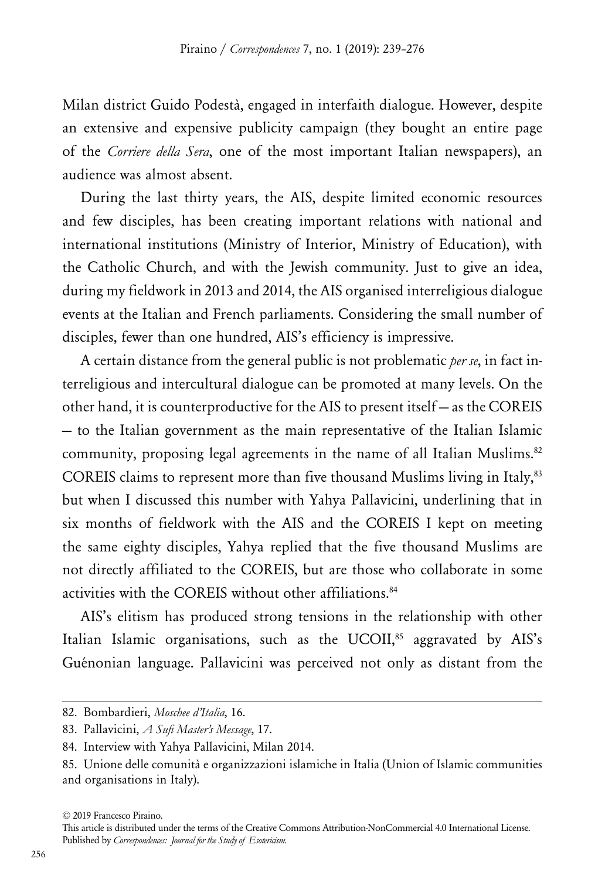Milan district Guido Podestà, engaged in interfaith dialogue. However, despite an extensive and expensive publicity campaign (they bought an entire page of the *Corriere della Sera*, one of the most important Italian newspapers), an audience was almost absent.

During the last thirty years, the AIS, despite limited economic resources and few disciples, has been creating important relations with national and international institutions (Ministry of Interior, Ministry of Education), with the Catholic Church, and with the Jewish community. Just to give an idea, during my fieldwork in 2013 and 2014, the AIS organised interreligious dialogue events at the Italian and French parliaments. Considering the small number of disciples, fewer than one hundred, AIS's efficiency is impressive.

A certain distance from the general public is not problematic *per se*, in fact interreligious and intercultural dialogue can be promoted at many levels. On the other hand, it is counterproductive for the AIS to present itself — as the COREIS — to the Italian government as the main representative of the Italian Islamic community, proposing legal agreements in the name of all Italian Muslims.[82] COREIS claims to represent more than five thousand Muslims living in Italy,[83] but when I discussed this number with Yahya Pallavicini, underlining that in six months of fieldwork with the AIS and the COREIS I kept on meeting the same eighty disciples, Yahya replied that the five thousand Muslims are not directly affiliated to the COREIS, but are those who collaborate in some activities with the COREIS without other affiliations.[84]

AIS's elitism has produced strong tensions in the relationship with other Italian Islamic organisations, such as the UCOII,[85] aggravated by AIS's Guénonian language. Pallavicini was perceived not only as distant from the

82. Bombardieri, *Moschee d'Italia*, 16.

83. Pallavicini, *A Sufi Master's Message*, 17.

84. Interview with Yahya Pallavicini, Milan 2014.

85. Unione delle comunità e organizzazioni islamiche in Italia (Union of Islamic communities and organisations in Italy).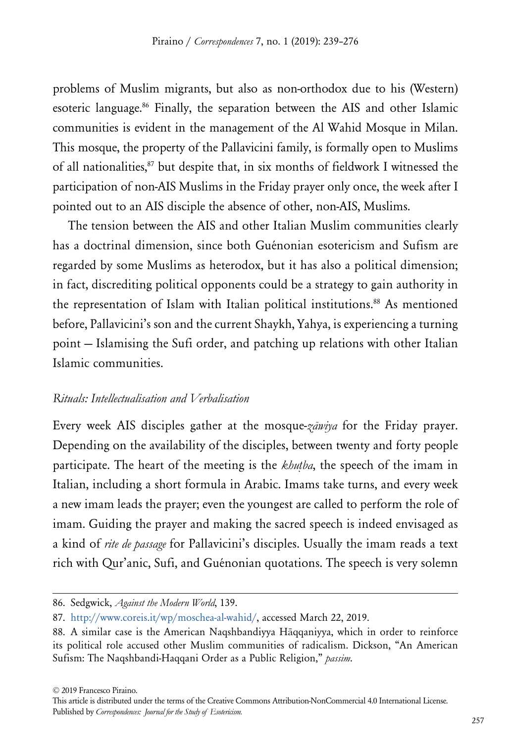problems of Muslim migrants, but also as non-orthodox due to his (Western) esoteric language.[86] Finally, the separation between the AIS and other Islamic communities is evident in the management of the Al Wahid Mosque in Milan. This mosque, the property of the Pallavicini family, is formally open to Muslims of all nationalities,[87] but despite that, in six months of fieldwork I witnessed the participation of non-AIS Muslims in the Friday prayer only once, the week after I pointed out to an AIS disciple the absence of other, non-AIS, Muslims.

The tension between the AIS and other Italian Muslim communities clearly has a doctrinal dimension, since both Guénonian esotericism and Sufism are regarded by some Muslims as heterodox, but it has also a political dimension; in fact, discrediting political opponents could be a strategy to gain authority in the representation of Islam with Italian political institutions.[88] As mentioned before, Pallavicini's son and the current Shaykh, Yahya, is experiencing a turning point — Islamising the Sufi order, and patching up relations with other Italian Islamic communities.

### *Rituals: Intellectualisation and Verbalisation*

Every week AIS disciples gather at the mosque-*zāwiya* for the Friday prayer. Depending on the availability of the disciples, between twenty and forty people participate. The heart of the meeting is the *khuṭba*, the speech of the imam in Italian, including a short formula in Arabic. Imams take turns, and every week a new imam leads the prayer; even the youngest are called to perform the role of imam. Guiding the prayer and making the sacred speech is indeed envisaged as a kind of *rite de passage* for Pallavicini's disciples. Usually the imam reads a text rich with Qur'anic, Sufi, and Guénonian quotations. The speech is very solemn

86. Sedgwick, *Against the Modern World*, 139.

87. http://www.coreis.it/wp/moschea-al-wahid/, accessed March 22, 2019.

88. A similar case is the American Naqshbandiyya Hāqqaniyya, which in order to reinforce its political role accused other Muslim communities of radicalism. Dickson, "An American Sufism: The Naqshbandi-Haqqani Order as a Public Religion," *passim*.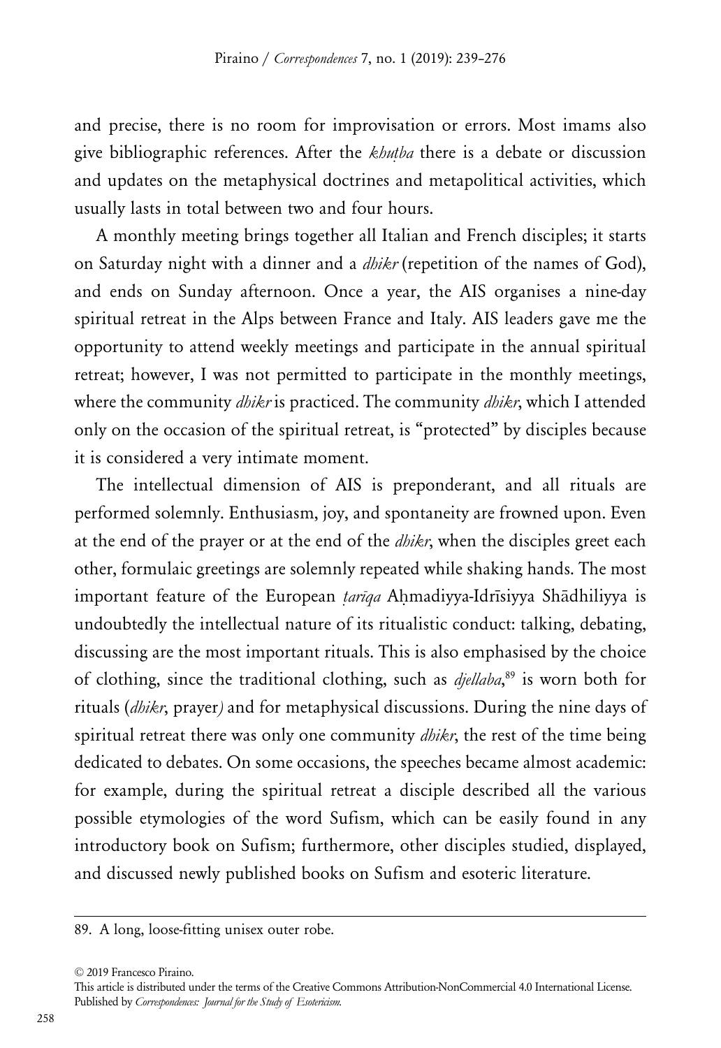and precise, there is no room for improvisation or errors. Most imams also give bibliographic references. After the *khuṭba* there is a debate or discussion and updates on the metaphysical doctrines and metapolitical activities, which usually lasts in total between two and four hours.

A monthly meeting brings together all Italian and French disciples; it starts on Saturday night with a dinner and a *dhikr* (repetition of the names of God), and ends on Sunday afternoon. Once a year, the AIS organises a nine-day spiritual retreat in the Alps between France and Italy. AIS leaders gave me the opportunity to attend weekly meetings and participate in the annual spiritual retreat; however, I was not permitted to participate in the monthly meetings, where the community *dhikr* is practiced. The community *dhikr*, which I attended only on the occasion of the spiritual retreat, is "protected" by disciples because it is considered a very intimate moment.

The intellectual dimension of AIS is preponderant, and all rituals are performed solemnly. Enthusiasm, joy, and spontaneity are frowned upon. Even at the end of the prayer or at the end of the *dhikr*, when the disciples greet each other, formulaic greetings are solemnly repeated while shaking hands. The most important feature of the European *ṭarīqa* Aḥmadiyya-Idrīsiyya Shādhiliyya is undoubtedly the intellectual nature of its ritualistic conduct: talking, debating, discussing are the most important rituals. This is also emphasised by the choice of clothing, since the traditional clothing, such as *djellaba*,[89] is worn both for rituals (*dhikr*, prayer) and for metaphysical discussions. During the nine days of spiritual retreat there was only one community *dhikr*, the rest of the time being dedicated to debates. On some occasions, the speeches became almost academic: for example, during the spiritual retreat a disciple described all the various possible etymologies of the word Sufism, which can be easily found in any introductory book on Sufism; furthermore, other disciples studied, displayed, and discussed newly published books on Sufism and esoteric literature.

---

89. A long, loose-fitting unisex outer robe.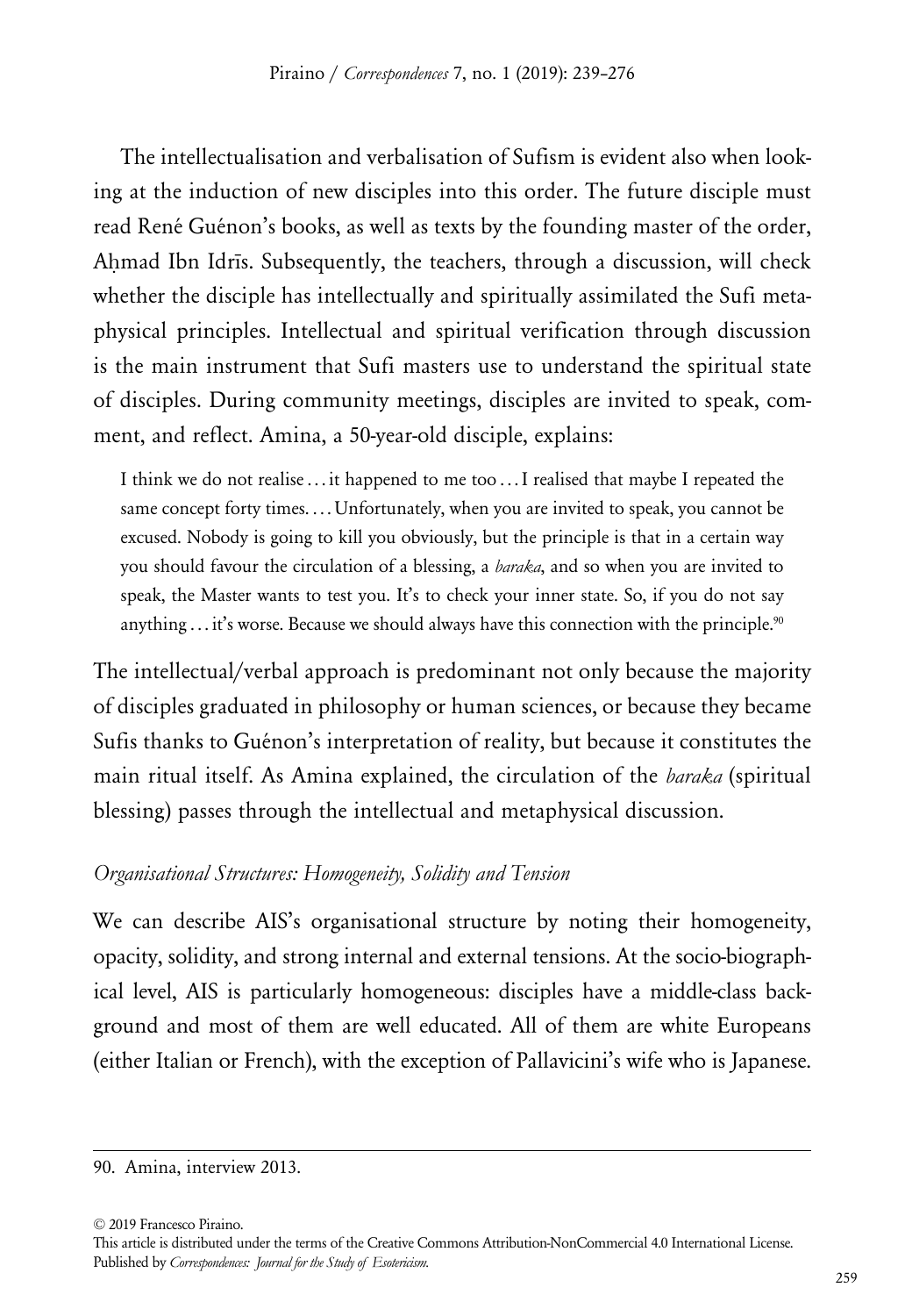The intellectualisation and verbalisation of Sufism is evident also when looking at the induction of new disciples into this order. The future disciple must read René Guénon's books, as well as texts by the founding master of the order, Aḥmad Ibn Idrīs. Subsequently, the teachers, through a discussion, will check whether the disciple has intellectually and spiritually assimilated the Sufi metaphysical principles. Intellectual and spiritual verification through discussion is the main instrument that Sufi masters use to understand the spiritual state of disciples. During community meetings, disciples are invited to speak, comment, and reflect. Amina, a 50-year-old disciple, explains:

> I think we do not realise ... it happened to me too ... I realised that maybe I repeated the same concept forty times. ... Unfortunately, when you are invited to speak, you cannot be excused. Nobody is going to kill you obviously, but the principle is that in a certain way you should favour the circulation of a blessing, a *baraka*, and so when you are invited to speak, the Master wants to test you. It's to check your inner state. So, if you do not say anything ... it's worse. Because we should always have this connection with the principle.[90]

The intellectual/verbal approach is predominant not only because the majority of disciples graduated in philosophy or human sciences, or because they became Sufis thanks to Guénon's interpretation of reality, but because it constitutes the main ritual itself. As Amina explained, the circulation of the *baraka* (spiritual blessing) passes through the intellectual and metaphysical discussion.

### *Organisational Structures: Homogeneity, Solidity and Tension*

We can describe AIS's organisational structure by noting their homogeneity, opacity, solidity, and strong internal and external tensions. At the socio-biographical level, AIS is particularly homogeneous: disciples have a middle-class background and most of them are well educated. All of them are white Europeans (either Italian or French), with the exception of Pallavicini's wife who is Japanese.

---

90. Amina, interview 2013.

© 2019 Francesco Piraino.
This article is distributed under the terms of the Creative Commons Attribution-NonCommercial 4.0 International License.
Published by *Correspondences: Journal for the Study of Esotericism.*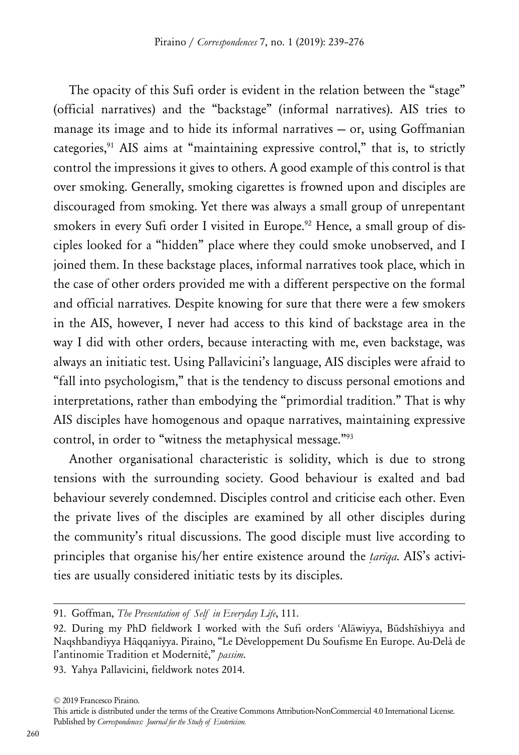The opacity of this Sufi order is evident in the relation between the "stage" (official narratives) and the "backstage" (informal narratives). AIS tries to manage its image and to hide its informal narratives – or, using Goffmanian categories,[91] AIS aims at "maintaining expressive control," that is, to strictly control the impressions it gives to others. A good example of this control is that over smoking. Generally, smoking cigarettes is frowned upon and disciples are discouraged from smoking. Yet there was always a small group of unrepentant smokers in every Sufi order I visited in Europe.[92] Hence, a small group of disciples looked for a "hidden" place where they could smoke unobserved, and I joined them. In these backstage places, informal narratives took place, which in the case of other orders provided me with a different perspective on the formal and official narratives. Despite knowing for sure that there were a few smokers in the AIS, however, I never had access to this kind of backstage area in the way I did with other orders, because interacting with me, even backstage, was always an initiatic test. Using Pallavicini's language, AIS disciples were afraid to "fall into psychologism," that is the tendency to discuss personal emotions and interpretations, rather than embodying the "primordial tradition." That is why AIS disciples have homogenous and opaque narratives, maintaining expressive control, in order to "witness the metaphysical message."[93]

Another organisational characteristic is solidity, which is due to strong tensions with the surrounding society. Good behaviour is exalted and bad behaviour severely condemned. Disciples control and criticise each other. Even the private lives of the disciples are examined by all other disciples during the community's ritual discussions. The good disciple must live according to principles that organise his/her entire existence around the *ṭarīqa*. AIS's activities are usually considered initiatic tests by its disciples.

---

91. Goffman, *The Presentation of Self in Everyday Life*, 111.

92. During my PhD fieldwork I worked with the Sufi orders ʿAlāwiyya, Būdshīshiyya and Naqshbandiyya Ḥāqqaniyya. Piraino, "Le Développement Du Soufisme En Europe. Au-Delà de l'antinomie Tradition et Modernité," *passim*.

93. Yahya Pallavicini, fieldwork notes 2014.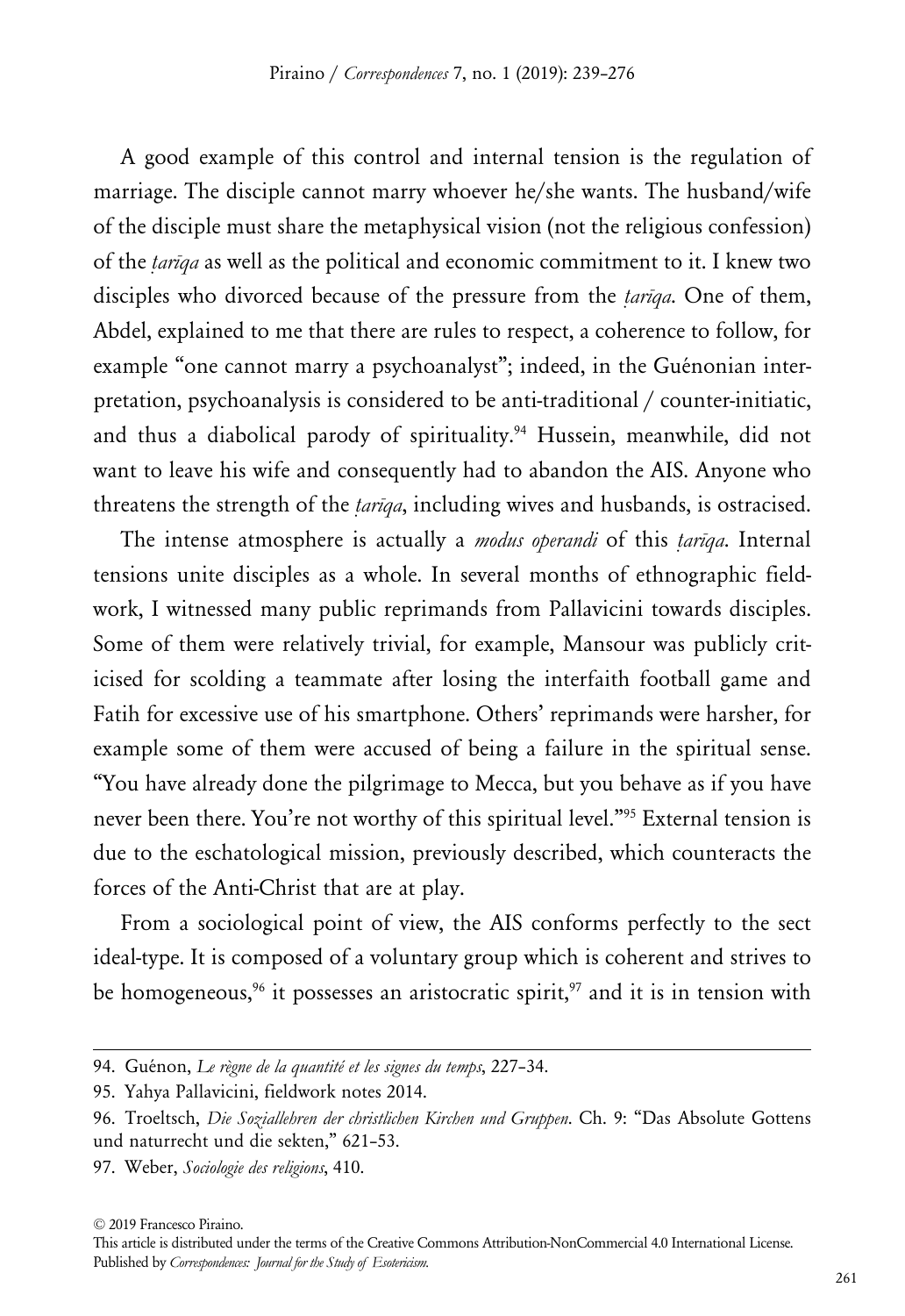A good example of this control and internal tension is the regulation of marriage. The disciple cannot marry whoever he/she wants. The husband/wife of the disciple must share the metaphysical vision (not the religious confession) of the *ṭarīqa* as well as the political and economic commitment to it. I knew two disciples who divorced because of the pressure from the *ṭarīqa*. One of them, Abdel, explained to me that there are rules to respect, a coherence to follow, for example "one cannot marry a psychoanalyst"; indeed, in the Guénonian interpretation, psychoanalysis is considered to be anti-traditional / counter-initiatic, and thus a diabolical parody of spirituality.[94] Hussein, meanwhile, did not want to leave his wife and consequently had to abandon the AIS. Anyone who threatens the strength of the *ṭarīqa*, including wives and husbands, is ostracised.

The intense atmosphere is actually a *modus operandi* of this *ṭarīqa*. Internal tensions unite disciples as a whole. In several months of ethnographic fieldwork, I witnessed many public reprimands from Pallavicini towards disciples. Some of them were relatively trivial, for example, Mansour was publicly criticised for scolding a teammate after losing the interfaith football game and Fatih for excessive use of his smartphone. Others' reprimands were harsher, for example some of them were accused of being a failure in the spiritual sense. "You have already done the pilgrimage to Mecca, but you behave as if you have never been there. You're not worthy of this spiritual level."[95] External tension is due to the eschatological mission, previously described, which counteracts the forces of the Anti-Christ that are at play.

From a sociological point of view, the AIS conforms perfectly to the sect ideal-type. It is composed of a voluntary group which is coherent and strives to be homogeneous,[96] it possesses an aristocratic spirit,[97] and it is in tension with

94. Guénon, *Le règne de la quantité et les signes du temps*, 227–34.

95. Yahya Pallavicini, fieldwork notes 2014.

96. Troeltsch, *Die Soziallehren der christlichen Kirchen und Gruppen*. Ch. 9: "Das Absolute Gottens und naturrecht und die sekten," 621–53.

97. Weber, *Sociologie des religions*, 410.

© 2019 Francesco Piraino.
This article is distributed under the terms of the Creative Commons Attribution-NonCommercial 4.0 International License.
Published by *Correspondences: Journal for the Study of Esotericism.*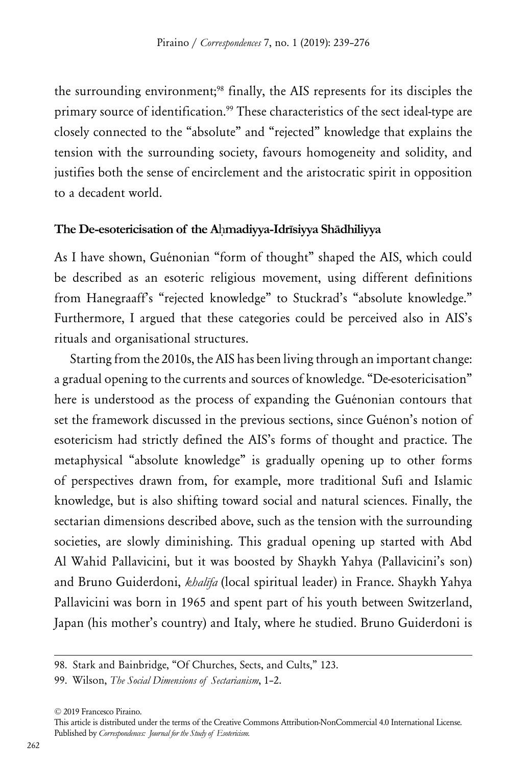the surrounding environment;[98] finally, the AIS represents for its disciples the primary source of identification.[99] These characteristics of the sect ideal-type are closely connected to the "absolute" and "rejected" knowledge that explains the tension with the surrounding society, favours homogeneity and solidity, and justifies both the sense of encirclement and the aristocratic spirit in opposition to a decadent world.

## The De-esotericisation of the Aḥmadiyya-Idrīsiyya Shādhiliyya

As I have shown, Guénonian "form of thought" shaped the AIS, which could be described as an esoteric religious movement, using different definitions from Hanegraaff's "rejected knowledge" to Stuckrad's "absolute knowledge." Furthermore, I argued that these categories could be perceived also in AIS's rituals and organisational structures.

Starting from the 2010s, the AIS has been living through an important change: a gradual opening to the currents and sources of knowledge. "De-esotericisation" here is understood as the process of expanding the Guénonian contours that set the framework discussed in the previous sections, since Guénon's notion of esotericism had strictly defined the AIS's forms of thought and practice. The metaphysical "absolute knowledge" is gradually opening up to other forms of perspectives drawn from, for example, more traditional Sufi and Islamic knowledge, but is also shifting toward social and natural sciences. Finally, the sectarian dimensions described above, such as the tension with the surrounding societies, are slowly diminishing. This gradual opening up started with Abd Al Wahid Pallavicini, but it was boosted by Shaykh Yahya (Pallavicini's son) and Bruno Guiderdoni, *khalīfa* (local spiritual leader) in France. Shaykh Yahya Pallavicini was born in 1965 and spent part of his youth between Switzerland, Japan (his mother's country) and Italy, where he studied. Bruno Guiderdoni is

98. Stark and Bainbridge, "Of Churches, Sects, and Cults," 123.

99. Wilson, *The Social Dimensions of Sectarianism*, 1–2.

© 2019 Francesco Piraino.
This article is distributed under the terms of the Creative Commons Attribution-NonCommercial 4.0 International License.
Published by *Correspondences: Journal for the Study of Esotericism.*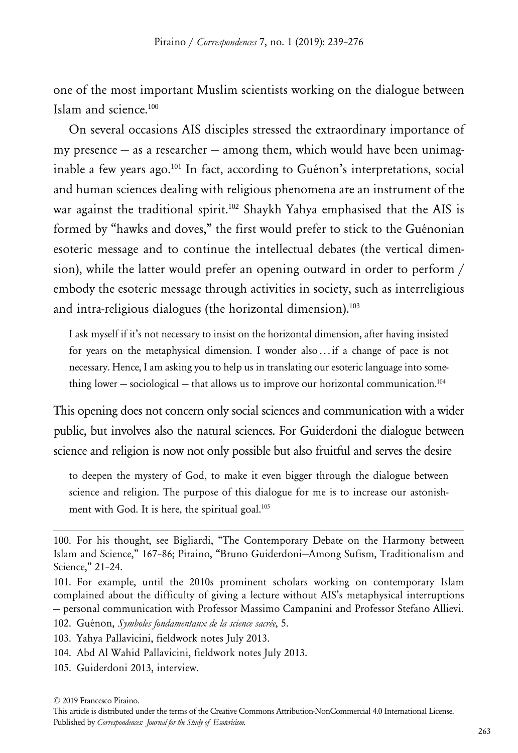one of the most important Muslim scientists working on the dialogue between Islam and science.[100]

On several occasions AIS disciples stressed the extraordinary importance of my presence — as a researcher — among them, which would have been unimaginable a few years ago.[101] In fact, according to Guénon's interpretations, social and human sciences dealing with religious phenomena are an instrument of the war against the traditional spirit.[102] Shaykh Yahya emphasised that the AIS is formed by "hawks and doves," the first would prefer to stick to the Guénonian esoteric message and to continue the intellectual debates (the vertical dimension), while the latter would prefer an opening outward in order to perform / embody the esoteric message through activities in society, such as interreligious and intra-religious dialogues (the horizontal dimension).[103]

> I ask myself if it's not necessary to insist on the horizontal dimension, after having insisted for years on the metaphysical dimension. I wonder also ... if a change of pace is not necessary. Hence, I am asking you to help us in translating our esoteric language into something lower — sociological — that allows us to improve our horizontal communication.[104]

This opening does not concern only social sciences and communication with a wider public, but involves also the natural sciences. For Guiderdoni the dialogue between science and religion is now not only possible but also fruitful and serves the desire

> to deepen the mystery of God, to make it even bigger through the dialogue between science and religion. The purpose of this dialogue for me is to increase our astonishment with God. It is here, the spiritual goal.[105]

---

100. For his thought, see Bigliardi, "The Contemporary Debate on the Harmony between Islam and Science," 167–86; Piraino, "Bruno Guiderdoni–Among Sufism, Traditionalism and Science," 21–24.

101. For example, until the 2010s prominent scholars working on contemporary Islam complained about the difficulty of giving a lecture without AIS's metaphysical interruptions — personal communication with Professor Massimo Campanini and Professor Stefano Allievi.

102. Guénon, *Symboles fondamentaux de la science sacrée*, 5.

103. Yahya Pallavicini, fieldwork notes July 2013.

104. Abd Al Wahid Pallavicini, fieldwork notes July 2013.

105. Guiderdoni 2013, interview.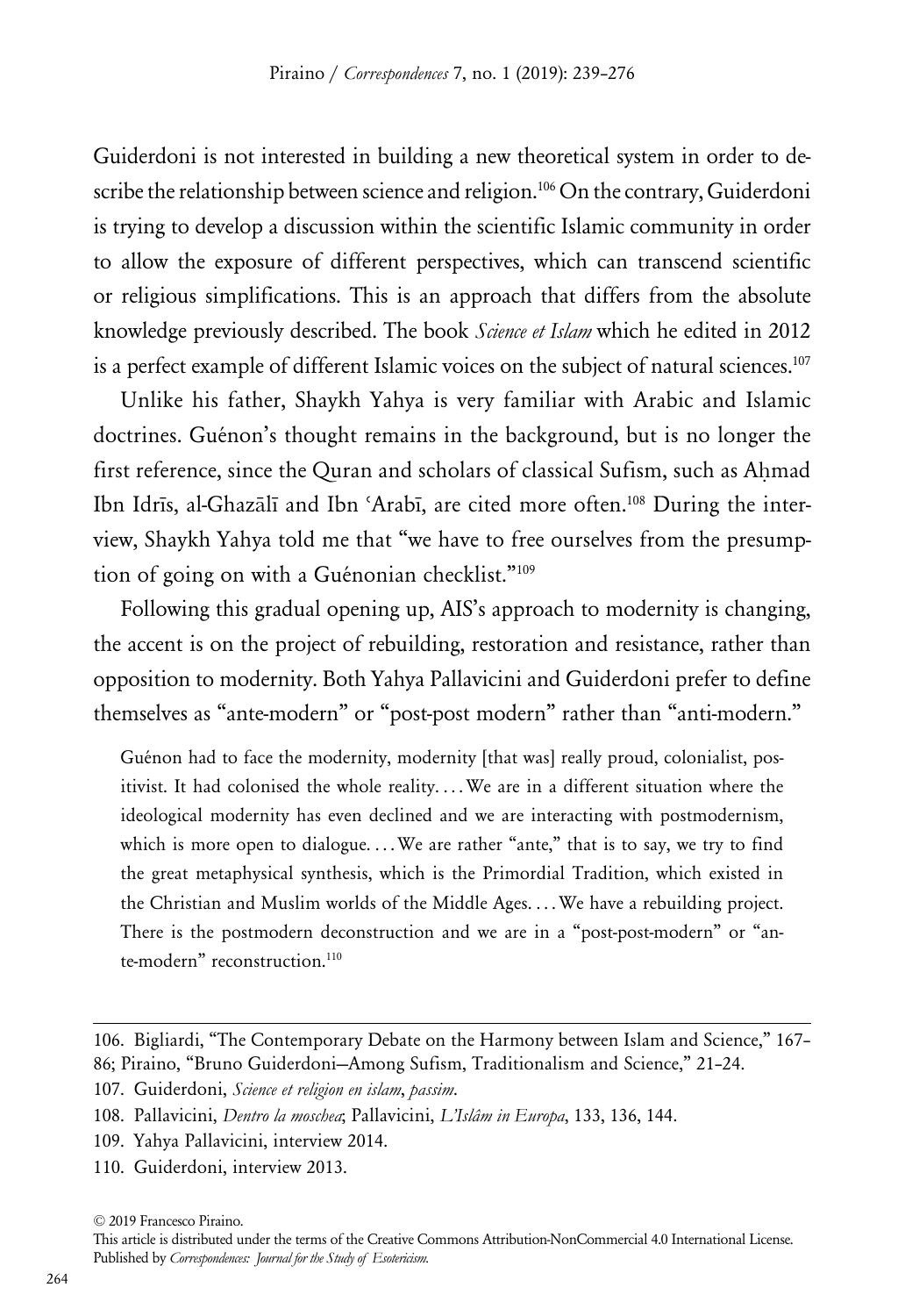Guiderdoni is not interested in building a new theoretical system in order to describe the relationship between science and religion.[106] On the contrary, Guiderdoni is trying to develop a discussion within the scientific Islamic community in order to allow the exposure of different perspectives, which can transcend scientific or religious simplifications. This is an approach that differs from the absolute knowledge previously described. The book *Science et Islam* which he edited in 2012 is a perfect example of different Islamic voices on the subject of natural sciences.[107]

Unlike his father, Shaykh Yahya is very familiar with Arabic and Islamic doctrines. Guénon's thought remains in the background, but is no longer the first reference, since the Quran and scholars of classical Sufism, such as Aḥmad Ibn Idrīs, al-Ghazālī and Ibn ʿArabī, are cited more often.[108] During the interview, Shaykh Yahya told me that "we have to free ourselves from the presumption of going on with a Guénonian checklist."[109]

Following this gradual opening up, AIS's approach to modernity is changing, the accent is on the project of rebuilding, restoration and resistance, rather than opposition to modernity. Both Yahya Pallavicini and Guiderdoni prefer to define themselves as "ante-modern" or "post-post modern" rather than "anti-modern."

> Guénon had to face the modernity, modernity [that was] really proud, colonialist, positivist. It had colonised the whole reality. . . . We are in a different situation where the ideological modernity has even declined and we are interacting with postmodernism, which is more open to dialogue. . . . We are rather "ante," that is to say, we try to find the great metaphysical synthesis, which is the Primordial Tradition, which existed in the Christian and Muslim worlds of the Middle Ages. . . . We have a rebuilding project. There is the postmodern deconstruction and we are in a "post-post-modern" or "ante-modern" reconstruction.[110]

---

106. Bigliardi, "The Contemporary Debate on the Harmony between Islam and Science," 167–86; Piraino, "Bruno Guiderdoni—Among Sufism, Traditionalism and Science," 21–24.

107. Guiderdoni, *Science et religion en islam*, *passim*.

108. Pallavicini, *Dentro la moschea*; Pallavicini, *L'Islâm in Europa*, 133, 136, 144.

109. Yahya Pallavicini, interview 2014.

110. Guiderdoni, interview 2013.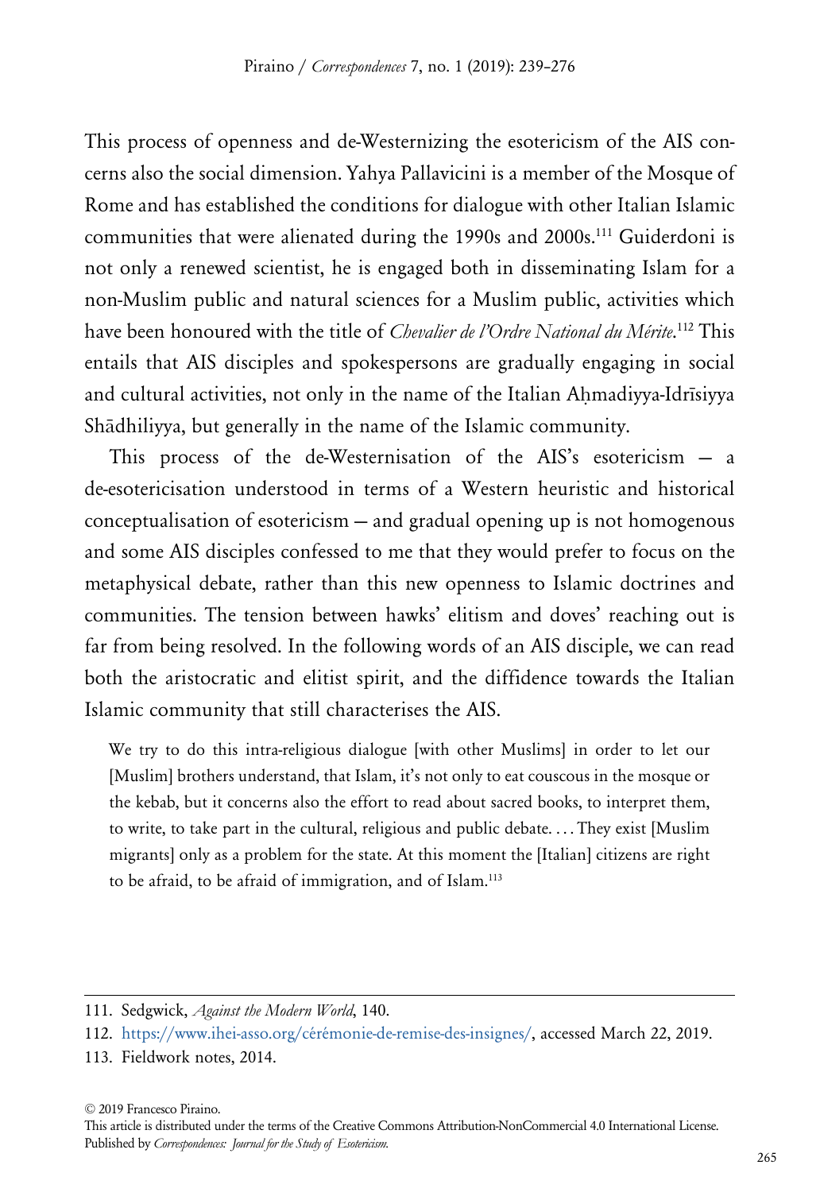This process of openness and de-Westernizing the esotericism of the AIS concerns also the social dimension. Yahya Pallavicini is a member of the Mosque of Rome and has established the conditions for dialogue with other Italian Islamic communities that were alienated during the 1990s and 2000s.[111] Guiderdoni is not only a renewed scientist, he is engaged both in disseminating Islam for a non-Muslim public and natural sciences for a Muslim public, activities which have been honoured with the title of *Chevalier de l'Ordre National du Mérite*.[112] This entails that AIS disciples and spokespersons are gradually engaging in social and cultural activities, not only in the name of the Italian Aḥmadiyya-Idrīsiyya Shādhiliyya, but generally in the name of the Islamic community.

This process of the de-Westernisation of the AIS's esotericism — a de-esotericisation understood in terms of a Western heuristic and historical conceptualisation of esotericism — and gradual opening up is not homogenous and some AIS disciples confessed to me that they would prefer to focus on the metaphysical debate, rather than this new openness to Islamic doctrines and communities. The tension between hawks' elitism and doves' reaching out is far from being resolved. In the following words of an AIS disciple, we can read both the aristocratic and elitist spirit, and the diffidence towards the Italian Islamic community that still characterises the AIS.

> We try to do this intra-religious dialogue [with other Muslims] in order to let our [Muslim] brothers understand, that Islam, it's not only to eat couscous in the mosque or the kebab, but it concerns also the effort to read about sacred books, to interpret them, to write, to take part in the cultural, religious and public debate. . . . They exist [Muslim migrants] only as a problem for the state. At this moment the [Italian] citizens are right to be afraid, to be afraid of immigration, and of Islam.[113]

---

111. Sedgwick, *Against the Modern World*, 140.

112. https://www.ihei-asso.org/cérémonie-de-remise-des-insignes/, accessed March 22, 2019.

113. Fieldwork notes, 2014.

© 2019 Francesco Piraino.
This article is distributed under the terms of the Creative Commons Attribution-NonCommercial 4.0 International License.
Published by *Correspondences: Journal for the Study of Esotericism.*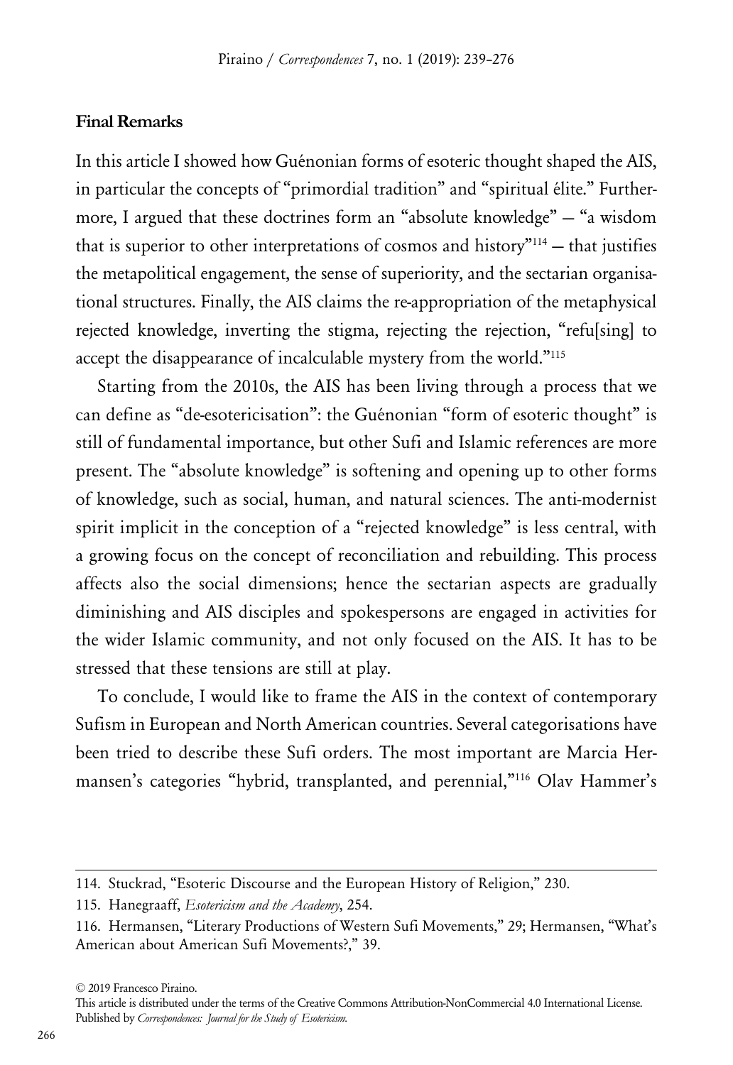**Final Remarks**

In this article I showed how Guénonian forms of esoteric thought shaped the AIS, in particular the concepts of "primordial tradition" and "spiritual élite." Furthermore, I argued that these doctrines form an "absolute knowledge" — "a wisdom that is superior to other interpretations of cosmos and history"[114] — that justifies the metapolitical engagement, the sense of superiority, and the sectarian organisational structures. Finally, the AIS claims the re-appropriation of the metaphysical rejected knowledge, inverting the stigma, rejecting the rejection, "refu[sing] to accept the disappearance of incalculable mystery from the world."[115]

Starting from the 2010s, the AIS has been living through a process that we can define as "de-esotericisation": the Guénonian "form of esoteric thought" is still of fundamental importance, but other Sufi and Islamic references are more present. The "absolute knowledge" is softening and opening up to other forms of knowledge, such as social, human, and natural sciences. The anti-modernist spirit implicit in the conception of a "rejected knowledge" is less central, with a growing focus on the concept of reconciliation and rebuilding. This process affects also the social dimensions; hence the sectarian aspects are gradually diminishing and AIS disciples and spokespersons are engaged in activities for the wider Islamic community, and not only focused on the AIS. It has to be stressed that these tensions are still at play.

To conclude, I would like to frame the AIS in the context of contemporary Sufism in European and North American countries. Several categorisations have been tried to describe these Sufi orders. The most important are Marcia Hermansen's categories "hybrid, transplanted, and perennial,"[116] Olav Hammer's

---

114. Stuckrad, "Esoteric Discourse and the European History of Religion," 230.

115. Hanegraaff, *Esotericism and the Academy*, 254.

116. Hermansen, "Literary Productions of Western Sufi Movements," 29; Hermansen, "What's American about American Sufi Movements?," 39.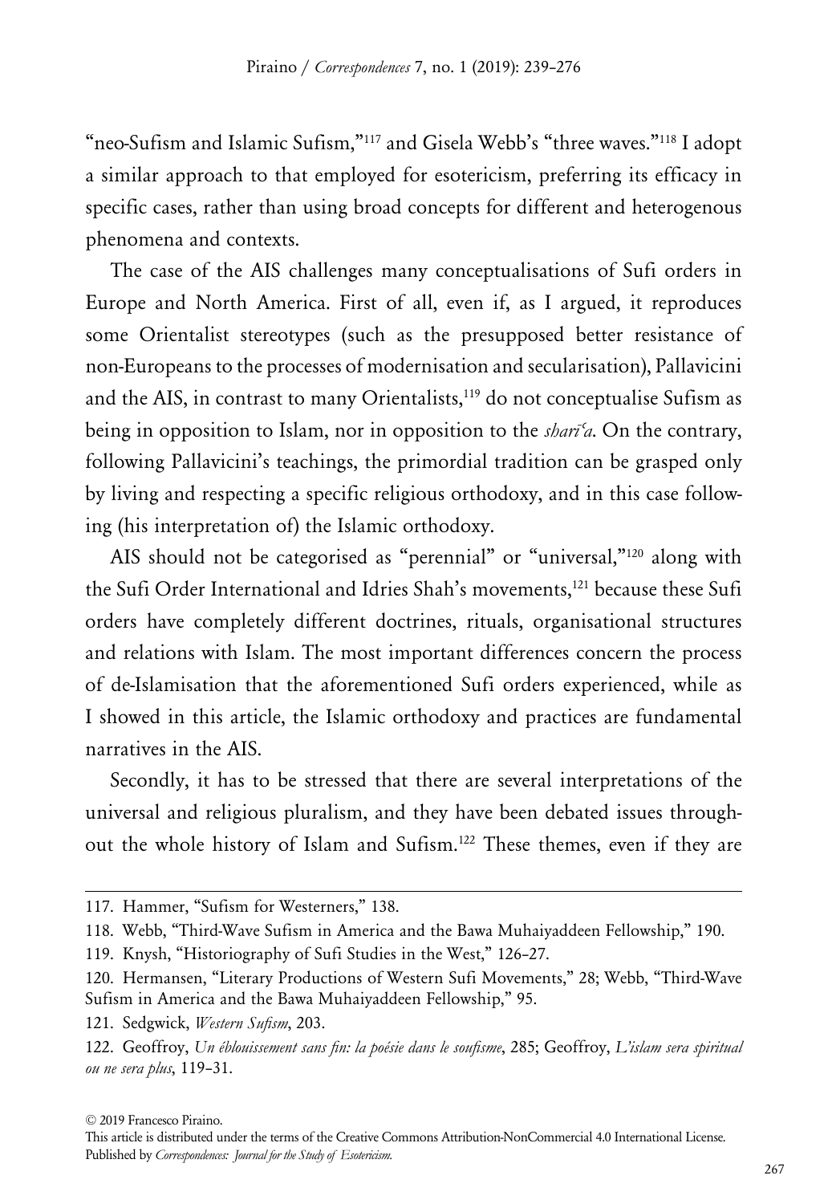"neo-Sufism and Islamic Sufism,"[117] and Gisela Webb's "three waves."[118] I adopt a similar approach to that employed for esotericism, preferring its efficacy in specific cases, rather than using broad concepts for different and heterogenous phenomena and contexts.

The case of the AIS challenges many conceptualisations of Sufi orders in Europe and North America. First of all, even if, as I argued, it reproduces some Orientalist stereotypes (such as the presupposed better resistance of non-Europeans to the processes of modernisation and secularisation), Pallavicini and the AIS, in contrast to many Orientalists,[119] do not conceptualise Sufism as being in opposition to Islam, nor in opposition to the *sharīʿa*. On the contrary, following Pallavicini's teachings, the primordial tradition can be grasped only by living and respecting a specific religious orthodoxy, and in this case following (his interpretation of) the Islamic orthodoxy.

AIS should not be categorised as "perennial" or "universal,"[120] along with the Sufi Order International and Idries Shah's movements,[121] because these Sufi orders have completely different doctrines, rituals, organisational structures and relations with Islam. The most important differences concern the process of de-Islamisation that the aforementioned Sufi orders experienced, while as I showed in this article, the Islamic orthodoxy and practices are fundamental narratives in the AIS.

Secondly, it has to be stressed that there are several interpretations of the universal and religious pluralism, and they have been debated issues throughout the whole history of Islam and Sufism.[122] These themes, even if they are

---

117. Hammer, "Sufism for Westerners," 138.

118. Webb, "Third-Wave Sufism in America and the Bawa Muhaiyaddeen Fellowship," 190.

119. Knysh, "Historiography of Sufi Studies in the West," 126–27.

120. Hermansen, "Literary Productions of Western Sufi Movements," 28; Webb, "Third-Wave Sufism in America and the Bawa Muhaiyaddeen Fellowship," 95.

121. Sedgwick, *Western Sufism*, 203.

122. Geoffroy, *Un éblouissement sans fin: la poésie dans le soufisme*, 285; Geoffroy, *L'islam sera spiritual ou ne sera plus*, 119–31.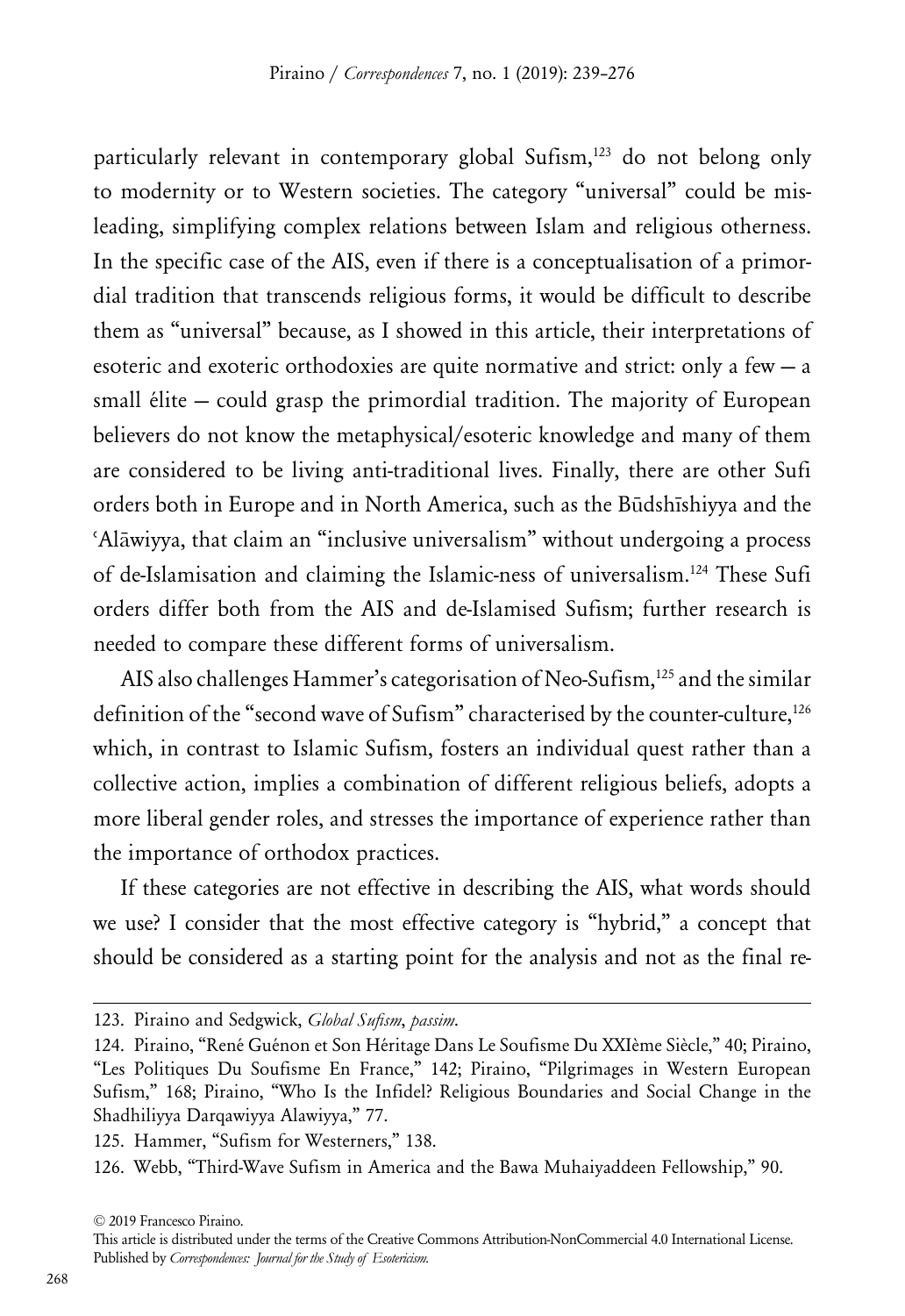particularly relevant in contemporary global Sufism,[123] do not belong only to modernity or to Western societies. The category "universal" could be misleading, simplifying complex relations between Islam and religious otherness. In the specific case of the AIS, even if there is a conceptualisation of a primordial tradition that transcends religious forms, it would be difficult to describe them as "universal" because, as I showed in this article, their interpretations of esoteric and exoteric orthodoxies are quite normative and strict: only a few — a small élite — could grasp the primordial tradition. The majority of European believers do not know the metaphysical/esoteric knowledge and many of them are considered to be living anti-traditional lives. Finally, there are other Sufi orders both in Europe and in North America, such as the Būdshīshiyya and the ʿAlāwiyya, that claim an "inclusive universalism" without undergoing a process of de-Islamisation and claiming the Islamic-ness of universalism.[124] These Sufi orders differ both from the AIS and de-Islamised Sufism; further research is needed to compare these different forms of universalism.

AIS also challenges Hammer's categorisation of Neo-Sufism,[125] and the similar definition of the "second wave of Sufism" characterised by the counter-culture,[126] which, in contrast to Islamic Sufism, fosters an individual quest rather than a collective action, implies a combination of different religious beliefs, adopts a more liberal gender roles, and stresses the importance of experience rather than the importance of orthodox practices.

If these categories are not effective in describing the AIS, what words should we use? I consider that the most effective category is "hybrid," a concept that should be considered as a starting point for the analysis and not as the final re-

---

123. Piraino and Sedgwick, *Global Sufism*, *passim*.

124. Piraino, "René Guénon et Son Héritage Dans Le Soufisme Du XXIème Siècle," 40; Piraino, "Les Politiques Du Soufisme En France," 142; Piraino, "Pilgrimages in Western European Sufism," 168; Piraino, "Who Is the Infidel? Religious Boundaries and Social Change in the Shadhiliyya Darqawiyya Alawiyya," 77.

125. Hammer, "Sufism for Westerners," 138.

126. Webb, "Third-Wave Sufism in America and the Bawa Muhaiyaddeen Fellowship," 90.

© 2019 Francesco Piraino.

This article is distributed under the terms of the Creative Commons Attribution-NonCommercial 4.0 International License. Published by *Correspondences: Journal for the Study of Esotericism.*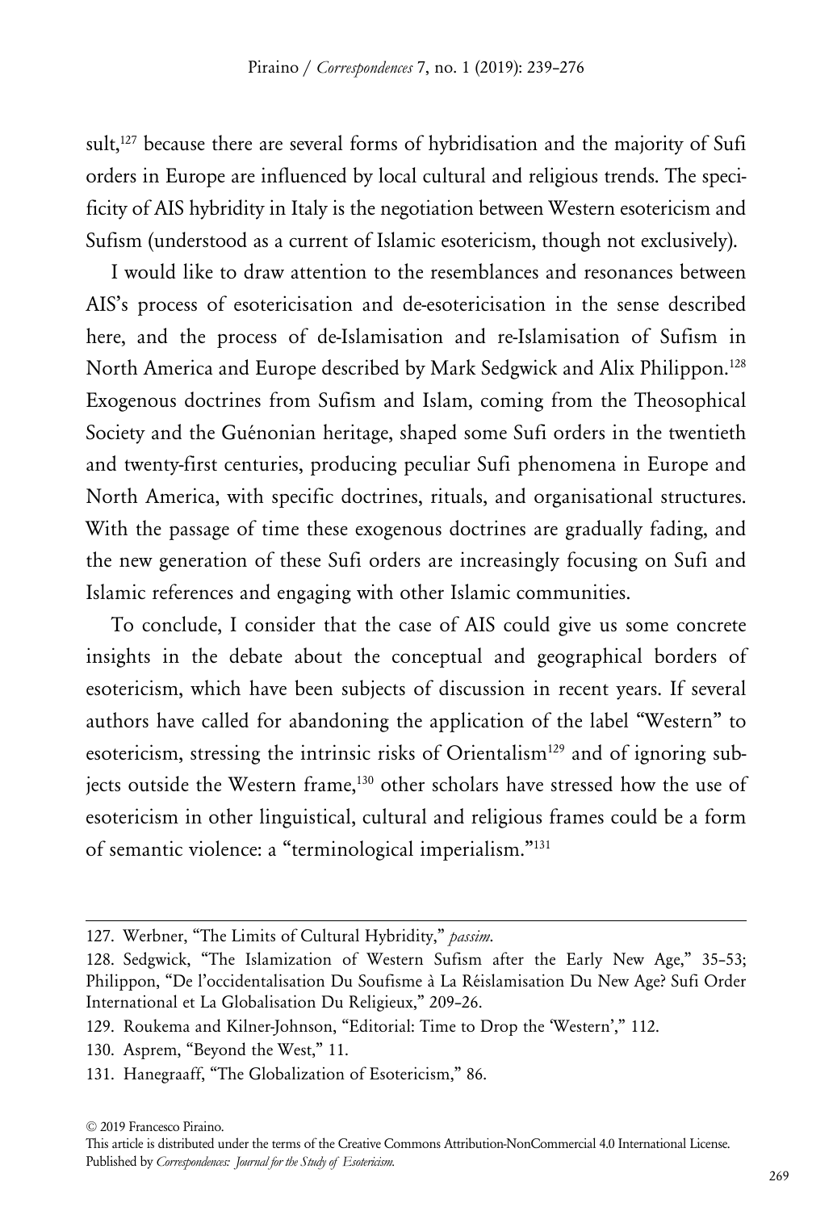sult,[127] because there are several forms of hybridisation and the majority of Sufi orders in Europe are influenced by local cultural and religious trends. The specificity of AIS hybridity in Italy is the negotiation between Western esotericism and Sufism (understood as a current of Islamic esotericism, though not exclusively).

I would like to draw attention to the resemblances and resonances between AIS's process of esotericisation and de-esotericisation in the sense described here, and the process of de-Islamisation and re-Islamisation of Sufism in North America and Europe described by Mark Sedgwick and Alix Philippon.[128] Exogenous doctrines from Sufism and Islam, coming from the Theosophical Society and the Guénonian heritage, shaped some Sufi orders in the twentieth and twenty-first centuries, producing peculiar Sufi phenomena in Europe and North America, with specific doctrines, rituals, and organisational structures. With the passage of time these exogenous doctrines are gradually fading, and the new generation of these Sufi orders are increasingly focusing on Sufi and Islamic references and engaging with other Islamic communities.

To conclude, I consider that the case of AIS could give us some concrete insights in the debate about the conceptual and geographical borders of esotericism, which have been subjects of discussion in recent years. If several authors have called for abandoning the application of the label "Western" to esotericism, stressing the intrinsic risks of Orientalism[129] and of ignoring subjects outside the Western frame,[130] other scholars have stressed how the use of esotericism in other linguistical, cultural and religious frames could be a form of semantic violence: a "terminological imperialism."[131]

---

127. Werbner, "The Limits of Cultural Hybridity," *passim*.

128. Sedgwick, "The Islamization of Western Sufism after the Early New Age," 35–53; Philippon, "De l'occidentalisation Du Soufisme à La Réislamisation Du New Age? Sufi Order International et La Globalisation Du Religieux," 209–26.

129. Roukema and Kilner-Johnson, "Editorial: Time to Drop the 'Western'," 112.

130. Asprem, "Beyond the West," 11.

131. Hanegraaff, "The Globalization of Esotericism," 86.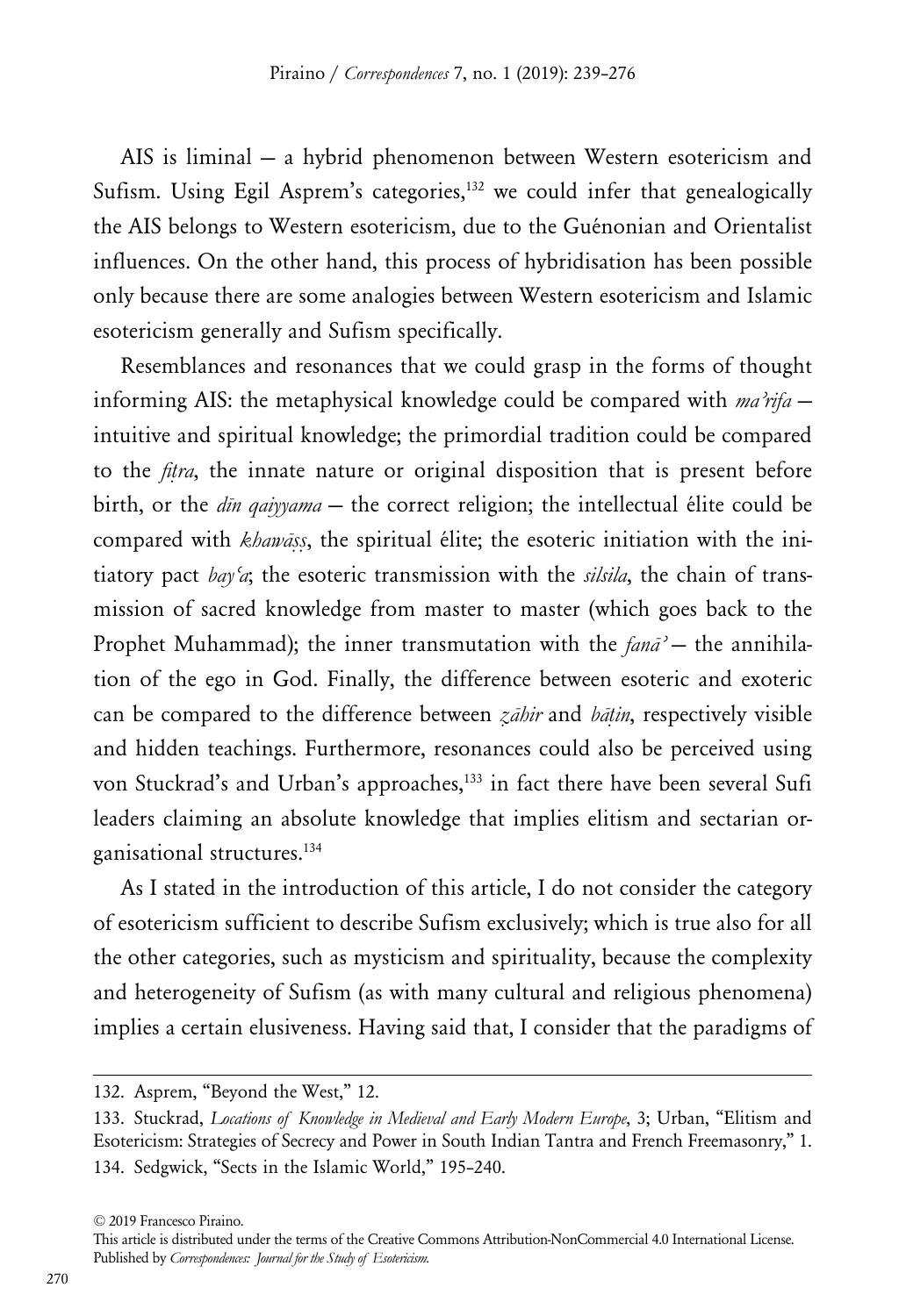AIS is liminal — a hybrid phenomenon between Western esotericism and Sufism. Using Egil Asprem's categories,[132] we could infer that genealogically the AIS belongs to Western esotericism, due to the Guénonian and Orientalist influences. On the other hand, this process of hybridisation has been possible only because there are some analogies between Western esotericism and Islamic esotericism generally and Sufism specifically.

Resemblances and resonances that we could grasp in the forms of thought informing AIS: the metaphysical knowledge could be compared with *ma'rifa* — intuitive and spiritual knowledge; the primordial tradition could be compared to the *fiṭra*, the innate nature or original disposition that is present before birth, or the *dīn qaiyyama* — the correct religion; the intellectual élite could be compared with *khawāṣṣ*, the spiritual élite; the esoteric initiation with the initiatory pact *bayʿa*; the esoteric transmission with the *silsila*, the chain of transmission of sacred knowledge from master to master (which goes back to the Prophet Muhammad); the inner transmutation with the *fanāʾ* — the annihilation of the ego in God. Finally, the difference between esoteric and exoteric can be compared to the difference between *ẓāhir* and *bāṭin*, respectively visible and hidden teachings. Furthermore, resonances could also be perceived using von Stuckrad's and Urban's approaches,[133] in fact there have been several Sufi leaders claiming an absolute knowledge that implies elitism and sectarian organisational structures.[134]

As I stated in the introduction of this article, I do not consider the category of esotericism sufficient to describe Sufism exclusively; which is true also for all the other categories, such as mysticism and spirituality, because the complexity and heterogeneity of Sufism (as with many cultural and religious phenomena) implies a certain elusiveness. Having said that, I consider that the paradigms of

---

132. Asprem, "Beyond the West," 12.

133. Stuckrad, *Locations of Knowledge in Medieval and Early Modern Europe*, 3; Urban, "Elitism and Esotericism: Strategies of Secrecy and Power in South Indian Tantra and French Freemasonry," 1.

134. Sedgwick, "Sects in the Islamic World," 195–240.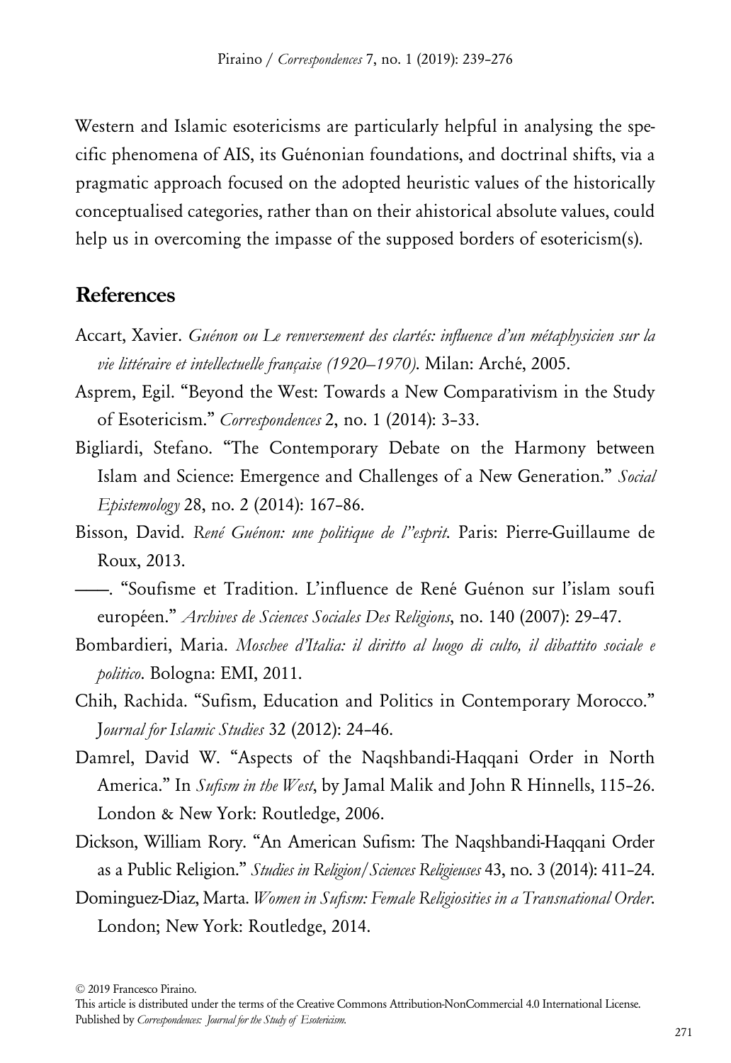Western and Islamic esotericisms are particularly helpful in analysing the specific phenomena of AIS, its Guénonian foundations, and doctrinal shifts, via a pragmatic approach focused on the adopted heuristic values of the historically conceptualised categories, rather than on their ahistorical absolute values, could help us in overcoming the impasse of the supposed borders of esotericism(s).

## References

Accart, Xavier. *Guénon ou Le renversement des clartés: influence d'un métaphysicien sur la vie littéraire et intellectuelle française (1920–1970)*. Milan: Arché, 2005.

Asprem, Egil. "Beyond the West: Towards a New Comparativism in the Study of Esotericism." *Correspondences* 2, no. 1 (2014): 3–33.

Bigliardi, Stefano. "The Contemporary Debate on the Harmony between Islam and Science: Emergence and Challenges of a New Generation." *Social Epistemology* 28, no. 2 (2014): 167–86.

Bisson, David. *René Guénon: une politique de l''esprit*. Paris: Pierre-Guillaume de Roux, 2013.

——. "Soufisme et Tradition. L'influence de René Guénon sur l'islam soufi européen." *Archives de Sciences Sociales Des Religions*, no. 140 (2007): 29–47.

Bombardieri, Maria. *Moschee d'Italia: il diritto al luogo di culto, il dibattito sociale e politico*. Bologna: EMI, 2011.

Chih, Rachida. "Sufism, Education and Politics in Contemporary Morocco." *Journal for Islamic Studies* 32 (2012): 24–46.

Damrel, David W. "Aspects of the Naqshbandi-Haqqani Order in North America." In *Sufism in the West*, by Jamal Malik and John R Hinnells, 115–26. London & New York: Routledge, 2006.

Dickson, William Rory. "An American Sufism: The Naqshbandi-Haqqani Order as a Public Religion." *Studies in Religion/Sciences Religieuses* 43, no. 3 (2014): 411–24.

Dominguez-Diaz, Marta. *Women in Sufism: Female Religiosities in a Transnational Order*. London; New York: Routledge, 2014.

© 2019 Francesco Piraino.
This article is distributed under the terms of the Creative Commons Attribution-NonCommercial 4.0 International License.
Published by *Correspondences: Journal for the Study of Esotericism.*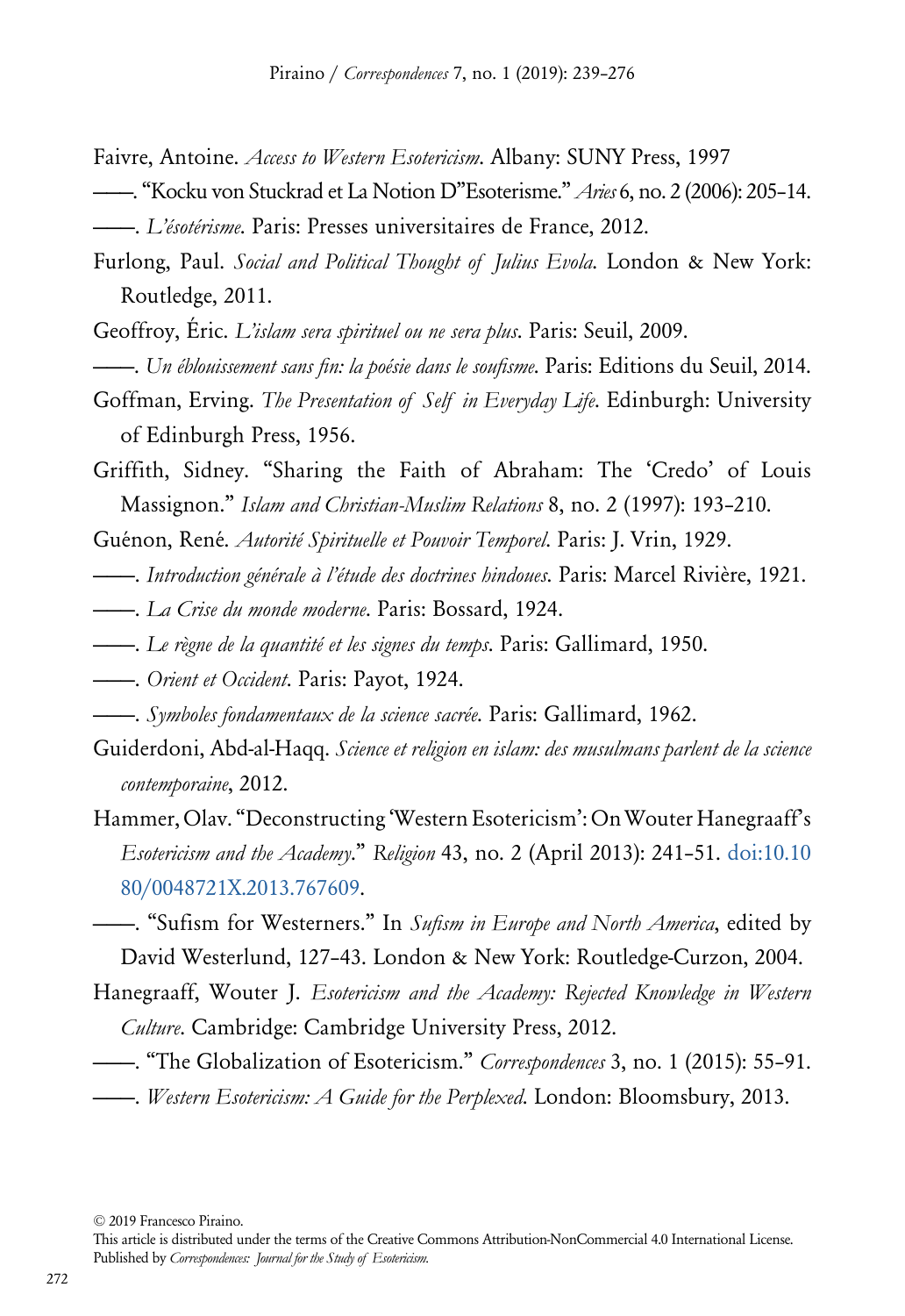Faivre, Antoine. *Access to Western Esotericism*. Albany: SUNY Press, 1997

——. "Kocku von Stuckrad et La Notion D"Esoterisme." *Aries* 6, no. 2 (2006): 205–14.

——. *L'ésotérisme*. Paris: Presses universitaires de France, 2012.

Furlong, Paul. *Social and Political Thought of Julius Evola*. London & New York: Routledge, 2011.

Geoffroy, Éric. *L'islam sera spirituel ou ne sera plus*. Paris: Seuil, 2009.

——. *Un éblouissement sans fin: la poésie dans le soufisme*. Paris: Editions du Seuil, 2014.

Goffman, Erving. *The Presentation of Self in Everyday Life*. Edinburgh: University of Edinburgh Press, 1956.

Griffith, Sidney. "Sharing the Faith of Abraham: The 'Credo' of Louis Massignon." *Islam and Christian-Muslim Relations* 8, no. 2 (1997): 193–210.

Guénon, René. *Autorité Spirituelle et Pouvoir Temporel*. Paris: J. Vrin, 1929.

——. *Introduction générale à l'étude des doctrines hindoues*. Paris: Marcel Rivière, 1921.

——. *La Crise du monde moderne*. Paris: Bossard, 1924.

——. *Le règne de la quantité et les signes du temps*. Paris: Gallimard, 1950.

——. *Orient et Occident*. Paris: Payot, 1924.

——. *Symboles fondamentaux de la science sacrée*. Paris: Gallimard, 1962.

Guiderdoni, Abd-al-Haqq. *Science et religion en islam: des musulmans parlent de la science contemporaine*, 2012.

Hammer, Olav. "Deconstructing 'Western Esotericism': On Wouter Hanegraaff's *Esotericism and the Academy*." *Religion* 43, no. 2 (April 2013): 241–51. doi:10.1080/0048721X.2013.767609.

——. "Sufism for Westerners." In *Sufism in Europe and North America*, edited by David Westerlund, 127–43. London & New York: Routledge-Curzon, 2004.

Hanegraaff, Wouter J. *Esotericism and the Academy: Rejected Knowledge in Western Culture*. Cambridge: Cambridge University Press, 2012.

——. "The Globalization of Esotericism." *Correspondences* 3, no. 1 (2015): 55–91.

——. *Western Esotericism: A Guide for the Perplexed*. London: Bloomsbury, 2013.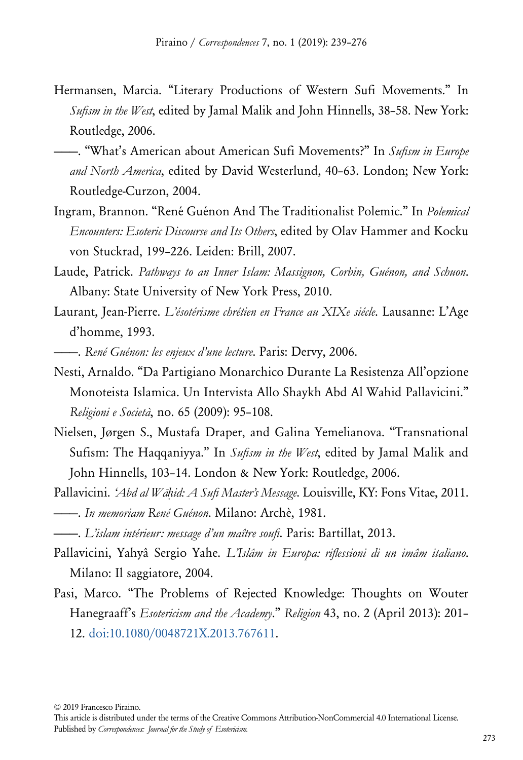Hermansen, Marcia. “Literary Productions of Western Sufi Movements.” In *Sufism in the West*, edited by Jamal Malik and John Hinnells, 38–58. New York: Routledge, 2006.

——. “What's American about American Sufi Movements?” In *Sufism in Europe and North America*, edited by David Westerlund, 40–63. London; New York: Routledge-Curzon, 2004.

Ingram, Brannon. “René Guénon And The Traditionalist Polemic.” In *Polemical Encounters: Esoteric Discourse and Its Others*, edited by Olav Hammer and Kocku von Stuckrad, 199–226. Leiden: Brill, 2007.

Laude, Patrick. *Pathways to an Inner Islam: Massignon, Corbin, Guénon, and Schuon*. Albany: State University of New York Press, 2010.

Laurant, Jean-Pierre. *L'ésotérisme chrétien en France au XIXe siécle*. Lausanne: L'Age d'homme, 1993.

——. *René Guénon: les enjeux d'une lecture*. Paris: Dervy, 2006.

Nesti, Arnaldo. “Da Partigiano Monarchico Durante La Resistenza All'opzione Monoteista Islamica. Un Intervista Allo Shaykh Abd Al Wahid Pallavicini.” *Religioni e Società*, no. 65 (2009): 95–108.

Nielsen, Jørgen S., Mustafa Draper, and Galina Yemelianova. “Transnational Sufism: The Haqqaniyya.” In *Sufism in the West*, edited by Jamal Malik and John Hinnells, 103–14. London & New York: Routledge, 2006.

Pallavicini. *ʿAbd al Wāḥid: A Sufi Master's Message*. Louisville, KY: Fons Vitae, 2011.

——. *In memoriam René Guénon*. Milano: Archè, 1981.

——. *L'islam intérieur: message d'un maître soufi*. Paris: Bartillat, 2013.

Pallavicini, Yahyâ Sergio Yahe. *L'Islâm in Europa: riflessioni di un imâm italiano*. Milano: Il saggiatore, 2004.

Pasi, Marco. “The Problems of Rejected Knowledge: Thoughts on Wouter Hanegraaff's *Esotericism and the Academy*.” *Religion* 43, no. 2 (April 2013): 201–12. doi:10.1080/0048721X.2013.767611.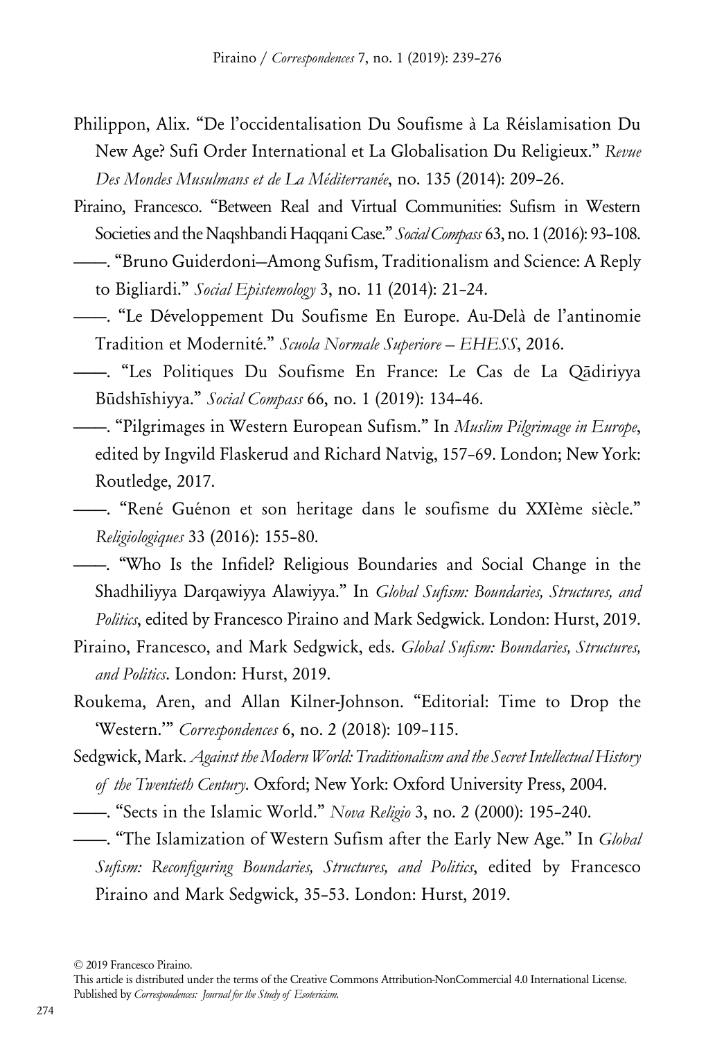Philippon, Alix. "De l'occidentalisation Du Soufisme à La Réislamisation Du New Age? Sufi Order International et La Globalisation Du Religieux." *Revue Des Mondes Musulmans et de La Méditerranée*, no. 135 (2014): 209–26.

Piraino, Francesco. "Between Real and Virtual Communities: Sufism in Western Societies and the Naqshbandi Haqqani Case." *Social Compass* 63, no. 1 (2016): 93–108.

——. "Bruno Guiderdoni—Among Sufism, Traditionalism and Science: A Reply to Bigliardi." *Social Epistemology* 3, no. 11 (2014): 21–24.

——. "Le Développement Du Soufisme En Europe. Au-Delà de l'antinomie Tradition et Modernité." *Scuola Normale Superiore – EHESS*, 2016.

——. "Les Politiques Du Soufisme En France: Le Cas de La Qādiriyya Būdshīshiyya." *Social Compass* 66, no. 1 (2019): 134–46.

——. "Pilgrimages in Western European Sufism." In *Muslim Pilgrimage in Europe*, edited by Ingvild Flaskerud and Richard Natvig, 157–69. London; New York: Routledge, 2017.

——. "René Guénon et son heritage dans le soufisme du XXIème siècle." *Religiologiques* 33 (2016): 155–80.

——. "Who Is the Infidel? Religious Boundaries and Social Change in the Shadhiliyya Darqawiyya Alawiyya." In *Global Sufism: Boundaries, Structures, and Politics*, edited by Francesco Piraino and Mark Sedgwick. London: Hurst, 2019.

Piraino, Francesco, and Mark Sedgwick, eds. *Global Sufism: Boundaries, Structures, and Politics*. London: Hurst, 2019.

Roukema, Aren, and Allan Kilner-Johnson. "Editorial: Time to Drop the 'Western.'" *Correspondences* 6, no. 2 (2018): 109–115.

Sedgwick, Mark. *Against the Modern World: Traditionalism and the Secret Intellectual History of the Twentieth Century*. Oxford; New York: Oxford University Press, 2004.

——. "Sects in the Islamic World." *Nova Religio* 3, no. 2 (2000): 195–240.

——. "The Islamization of Western Sufism after the Early New Age." In *Global Sufism: Reconfiguring Boundaries, Structures, and Politics*, edited by Francesco Piraino and Mark Sedgwick, 35–53. London: Hurst, 2019.

© 2019 Francesco Piraino.
This article is distributed under the terms of the Creative Commons Attribution-NonCommercial 4.0 International License.
Published by *Correspondences: Journal for the Study of Esotericism*.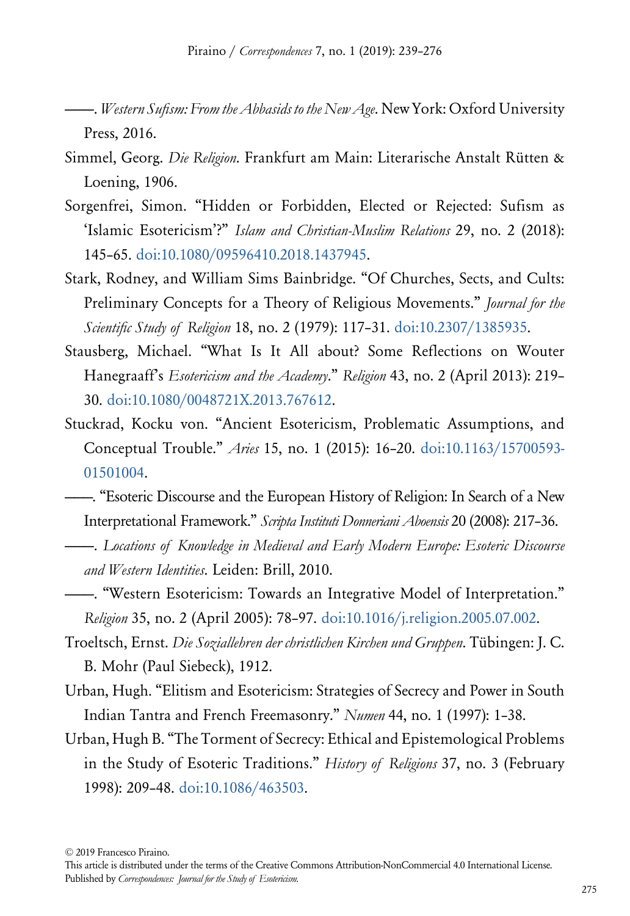——. *Western Sufism: From the Abbasids to the New Age*. New York: Oxford University Press, 2016.

Simmel, Georg. *Die Religion*. Frankfurt am Main: Literarische Anstalt Rütten & Loening, 1906.

Sorgenfrei, Simon. "Hidden or Forbidden, Elected or Rejected: Sufism as 'Islamic Esotericism'?" *Islam and Christian-Muslim Relations* 29, no. 2 (2018): 145–65. doi:10.1080/09596410.2018.1437945.

Stark, Rodney, and William Sims Bainbridge. "Of Churches, Sects, and Cults: Preliminary Concepts for a Theory of Religious Movements." *Journal for the Scientific Study of Religion* 18, no. 2 (1979): 117–31. doi:10.2307/1385935.

Stausberg, Michael. "What Is It All about? Some Reflections on Wouter Hanegraaff's *Esotericism and the Academy*." *Religion* 43, no. 2 (April 2013): 219–30. doi:10.1080/0048721X.2013.767612.

Stuckrad, Kocku von. "Ancient Esotericism, Problematic Assumptions, and Conceptual Trouble." *Aries* 15, no. 1 (2015): 16–20. doi:10.1163/15700593-01501004.

——. "Esoteric Discourse and the European History of Religion: In Search of a New Interpretational Framework." *Scripta Instituti Donneriani Aboensis* 20 (2008): 217–36.

——. *Locations of Knowledge in Medieval and Early Modern Europe: Esoteric Discourse and Western Identities*. Leiden: Brill, 2010.

——. "Western Esotericism: Towards an Integrative Model of Interpretation." *Religion* 35, no. 2 (April 2005): 78–97. doi:10.1016/j.religion.2005.07.002.

Troeltsch, Ernst. *Die Soziallehren der christlichen Kirchen und Gruppen*. Tübingen: J. C. B. Mohr (Paul Siebeck), 1912.

Urban, Hugh. "Elitism and Esotericism: Strategies of Secrecy and Power in South Indian Tantra and French Freemasonry." *Numen* 44, no. 1 (1997): 1–38.

Urban, Hugh B. "The Torment of Secrecy: Ethical and Epistemological Problems in the Study of Esoteric Traditions." *History of Religions* 37, no. 3 (February 1998): 209–48. doi:10.1086/463503.

© 2019 Francesco Piraino.
This article is distributed under the terms of the Creative Commons Attribution-NonCommercial 4.0 International License.
Published by *Correspondences: Journal for the Study of Esotericism*.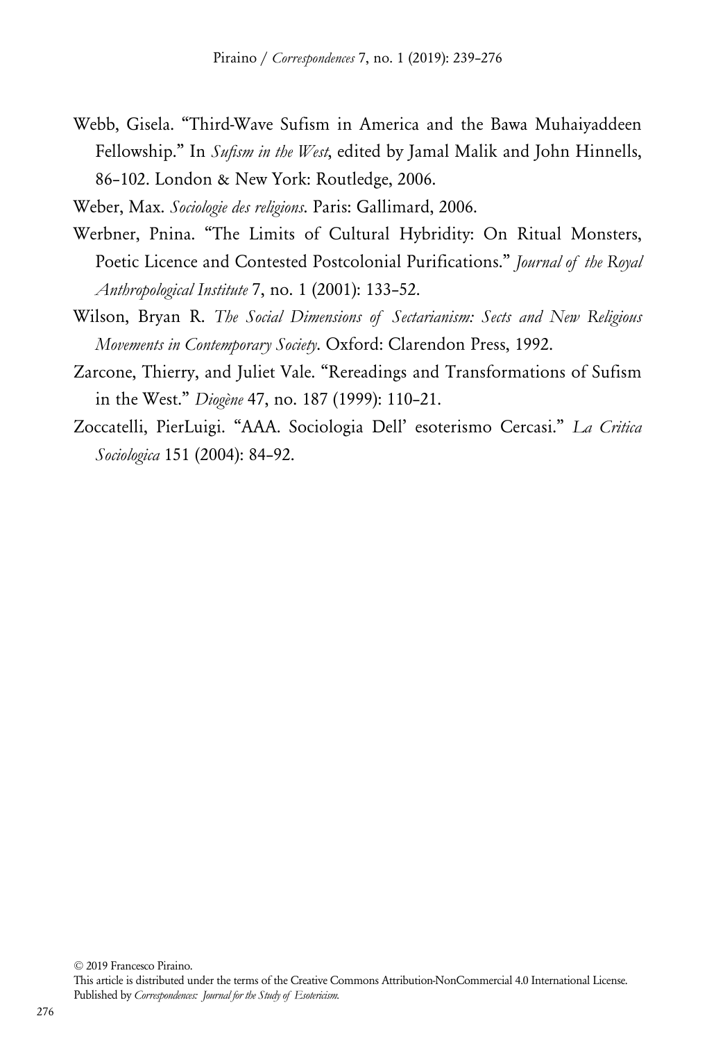Webb, Gisela. "Third-Wave Sufism in America and the Bawa Muhaiyaddeen Fellowship." In *Sufism in the West*, edited by Jamal Malik and John Hinnells, 86–102. London & New York: Routledge, 2006.

Weber, Max. *Sociologie des religions*. Paris: Gallimard, 2006.

Werbner, Pnina. "The Limits of Cultural Hybridity: On Ritual Monsters, Poetic Licence and Contested Postcolonial Purifications." *Journal of the Royal Anthropological Institute* 7, no. 1 (2001): 133–52.

Wilson, Bryan R. *The Social Dimensions of Sectarianism: Sects and New Religious Movements in Contemporary Society*. Oxford: Clarendon Press, 1992.

Zarcone, Thierry, and Juliet Vale. "Rereadings and Transformations of Sufism in the West." *Diogène* 47, no. 187 (1999): 110–21.

Zoccatelli, PierLuigi. "AAA. Sociologia Dell' esoterismo Cercasi." *La Critica Sociologica* 151 (2004): 84–92.

© 2019 Francesco Piraino.
This article is distributed under the terms of the Creative Commons Attribution-NonCommercial 4.0 International License.
Published by *Correspondences: Journal for the Study of Esotericism*.